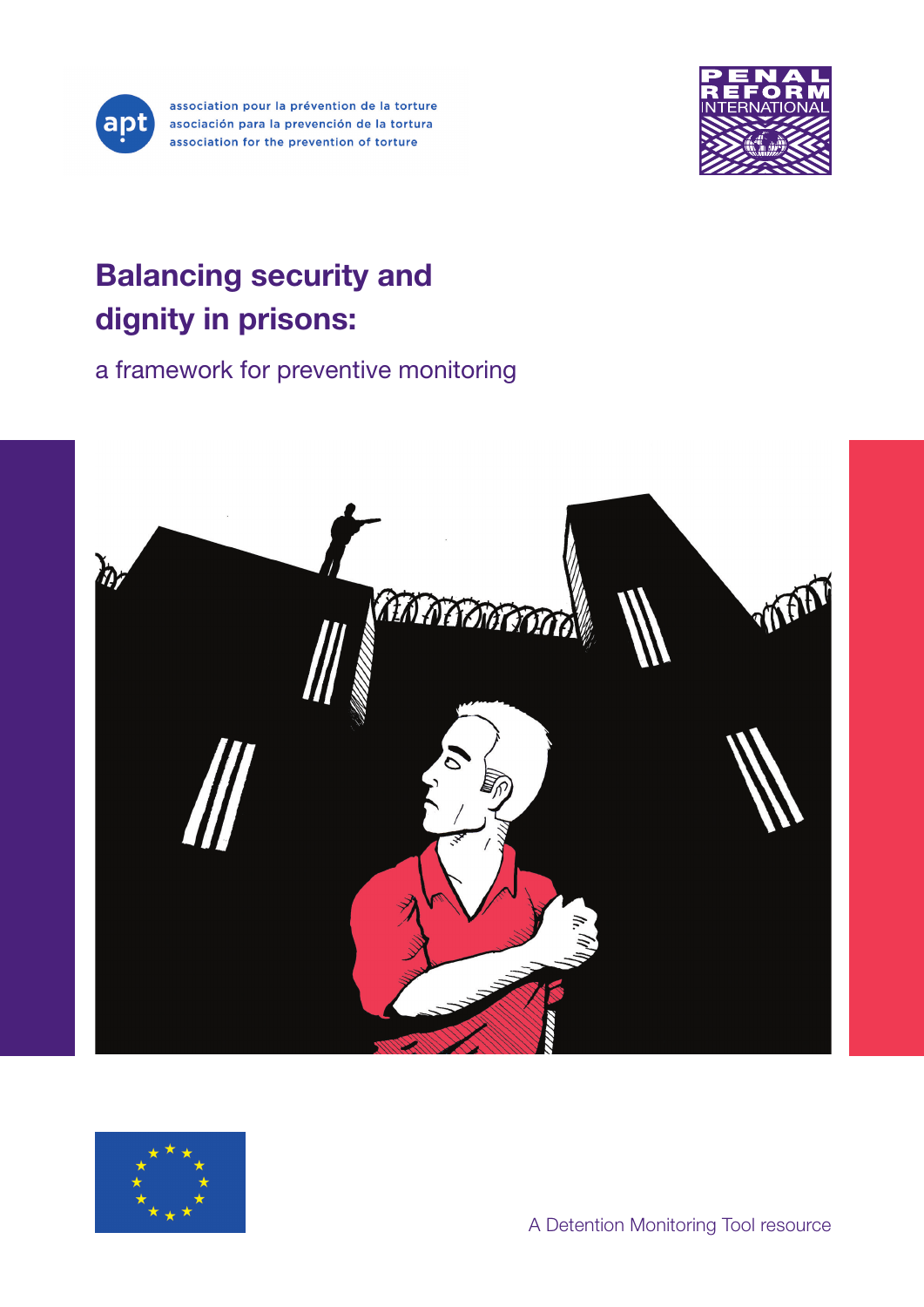association pour la prévention de la torture
asociación para la prevención de la tortura
association for the prevention of torture

PENAL REFORM INTERNATIONAL

# Balancing security and dignity in prisons:

## a framework for preventive monitoring

A Detention Monitoring Tool resource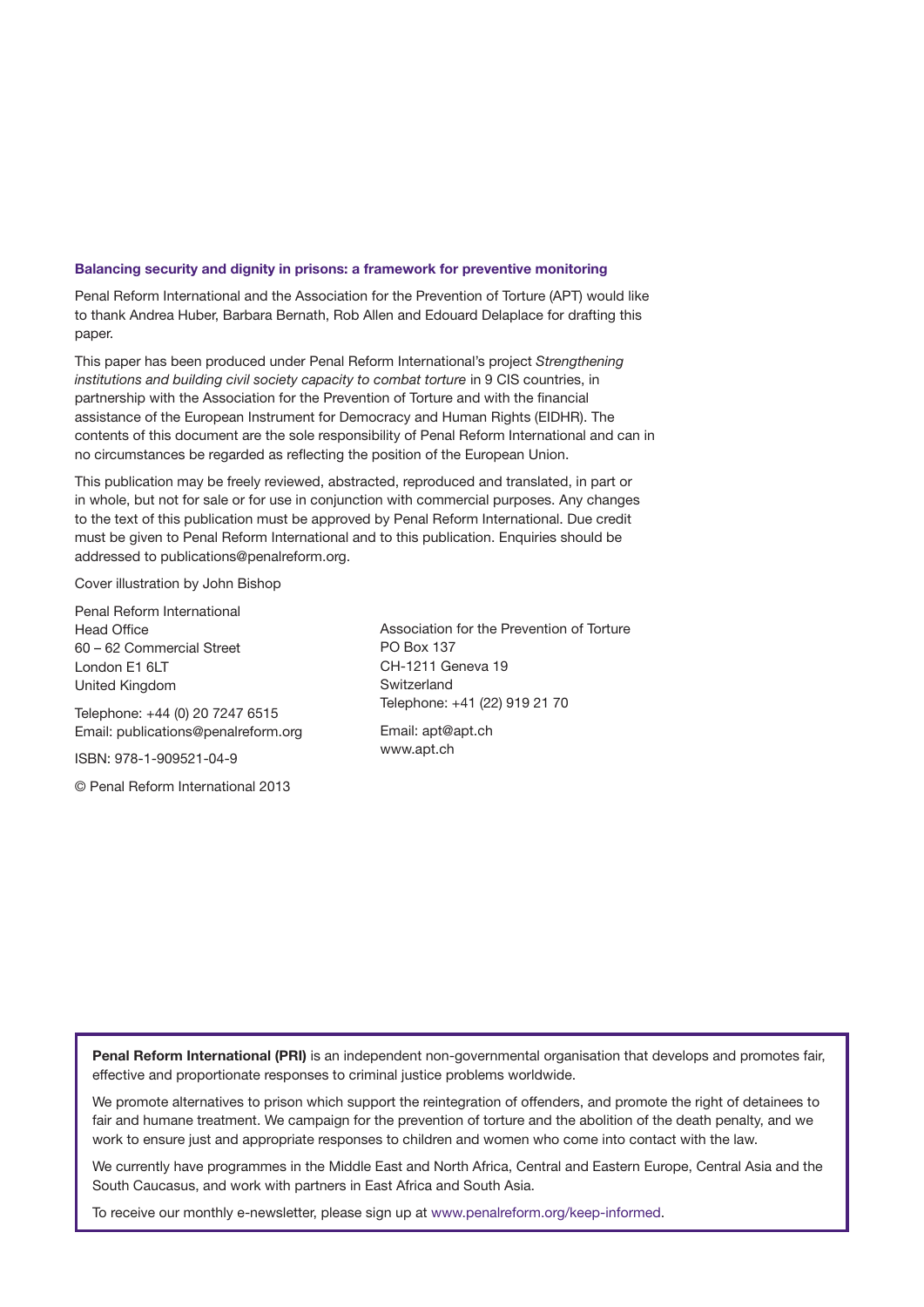**Balancing security and dignity in prisons: a framework for preventive monitoring**

Penal Reform International and the Association for the Prevention of Torture (APT) would like to thank Andrea Huber, Barbara Bernath, Rob Allen and Edouard Delaplace for drafting this paper.

This paper has been produced under Penal Reform International's project *Strengthening institutions and building civil society capacity to combat torture* in 9 CIS countries, in partnership with the Association for the Prevention of Torture and with the financial assistance of the European Instrument for Democracy and Human Rights (EIDHR). The contents of this document are the sole responsibility of Penal Reform International and can in no circumstances be regarded as reflecting the position of the European Union.

This publication may be freely reviewed, abstracted, reproduced and translated, in part or in whole, but not for sale or for use in conjunction with commercial purposes. Any changes to the text of this publication must be approved by Penal Reform International. Due credit must be given to Penal Reform International and to this publication. Enquiries should be addressed to publications@penalreform.org.

Cover illustration by John Bishop

Penal Reform International
Head Office
60 – 62 Commercial Street
London E1 6LT
United Kingdom

Telephone: +44 (0) 20 7247 6515
Email: publications@penalreform.org

ISBN: 978-1-909521-04-9

© Penal Reform International 2013

Association for the Prevention of Torture
PO Box 137
CH-1211 Geneva 19
Switzerland
Telephone: +41 (22) 919 21 70

Email: apt@apt.ch
www.apt.ch

**Penal Reform International (PRI)** is an independent non-governmental organisation that develops and promotes fair, effective and proportionate responses to criminal justice problems worldwide.

We promote alternatives to prison which support the reintegration of offenders, and promote the right of detainees to fair and humane treatment. We campaign for the prevention of torture and the abolition of the death penalty, and we work to ensure just and appropriate responses to children and women who come into contact with the law.

We currently have programmes in the Middle East and North Africa, Central and Eastern Europe, Central Asia and the South Caucasus, and work with partners in East Africa and South Asia.

To receive our monthly e-newsletter, please sign up at www.penalreform.org/keep-informed.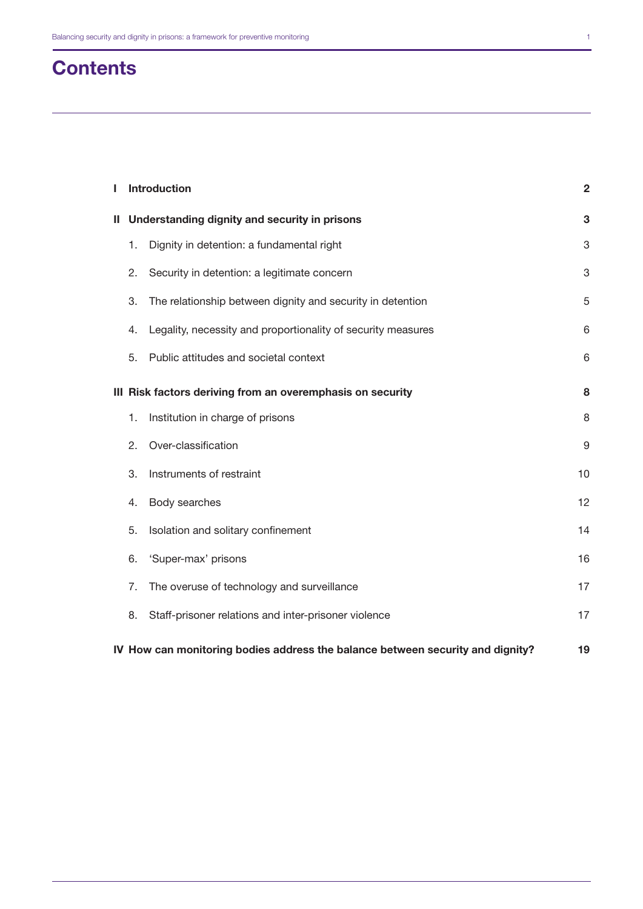# Contents

| | | |
|---|---|---|
| **I** | **Introduction** | **2** |
| **II** | **Understanding dignity and security in prisons** | **3** |
| | 1. Dignity in detention: a fundamental right | 3 |
| | 2. Security in detention: a legitimate concern | 3 |
| | 3. The relationship between dignity and security in detention | 5 |
| | 4. Legality, necessity and proportionality of security measures | 6 |
| | 5. Public attitudes and societal context | 6 |
| **III** | **Risk factors deriving from an overemphasis on security** | **8** |
| | 1. Institution in charge of prisons | 8 |
| | 2. Over-classification | 9 |
| | 3. Instruments of restraint | 10 |
| | 4. Body searches | 12 |
| | 5. Isolation and solitary confinement | 14 |
| | 6. 'Super-max' prisons | 16 |
| | 7. The overuse of technology and surveillance | 17 |
| | 8. Staff-prisoner relations and inter-prisoner violence | 17 |
| **IV** | **How can monitoring bodies address the balance between security and dignity?** | **19** |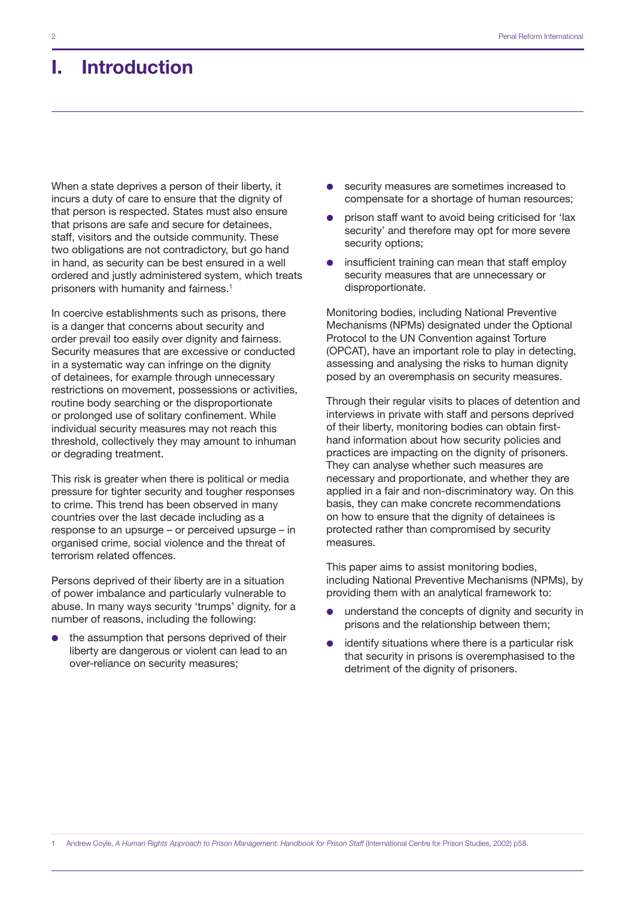# I. Introduction

When a state deprives a person of their liberty, it incurs a duty of care to ensure that the dignity of that person is respected. States must also ensure that prisons are safe and secure for detainees, staff, visitors and the outside community. These two obligations are not contradictory, but go hand in hand, as security can be best ensured in a well ordered and justly administered system, which treats prisoners with humanity and fairness.[1]

In coercive establishments such as prisons, there is a danger that concerns about security and order prevail too easily over dignity and fairness. Security measures that are excessive or conducted in a systematic way can infringe on the dignity of detainees, for example through unnecessary restrictions on movement, possessions or activities, routine body searching or the disproportionate or prolonged use of solitary confinement. While individual security measures may not reach this threshold, collectively they may amount to inhuman or degrading treatment.

This risk is greater when there is political or media pressure for tighter security and tougher responses to crime. This trend has been observed in many countries over the last decade including as a response to an upsurge – or perceived upsurge – in organised crime, social violence and the threat of terrorism related offences.

Persons deprived of their liberty are in a situation of power imbalance and particularly vulnerable to abuse. In many ways security 'trumps' dignity, for a number of reasons, including the following:

- the assumption that persons deprived of their liberty are dangerous or violent can lead to an over-reliance on security measures;
- security measures are sometimes increased to compensate for a shortage of human resources;
- prison staff want to avoid being criticised for 'lax security' and therefore may opt for more severe security options;
- insufficient training can mean that staff employ security measures that are unnecessary or disproportionate.

Monitoring bodies, including National Preventive Mechanisms (NPMs) designated under the Optional Protocol to the UN Convention against Torture (OPCAT), have an important role to play in detecting, assessing and analysing the risks to human dignity posed by an overemphasis on security measures.

Through their regular visits to places of detention and interviews in private with staff and persons deprived of their liberty, monitoring bodies can obtain first-hand information about how security policies and practices are impacting on the dignity of prisoners. They can analyse whether such measures are necessary and proportionate, and whether they are applied in a fair and non-discriminatory way. On this basis, they can make concrete recommendations on how to ensure that the dignity of detainees is protected rather than compromised by security measures.

This paper aims to assist monitoring bodies, including National Preventive Mechanisms (NPMs), by providing them with an analytical framework to:

- understand the concepts of dignity and security in prisons and the relationship between them;
- identify situations where there is a particular risk that security in prisons is overemphasised to the detriment of the dignity of prisoners.

---

1 Andrew Coyle, *A Human Rights Approach to Prison Management: Handbook for Prison Staff* (International Centre for Prison Studies, 2002) p58.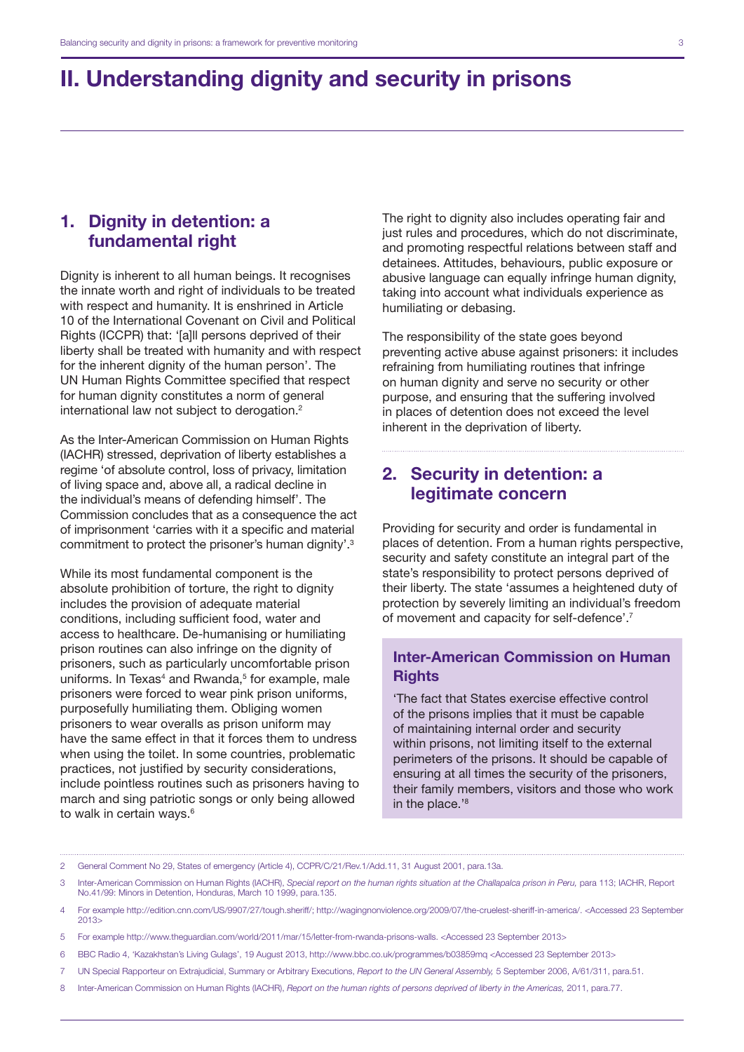# II. Understanding dignity and security in prisons

## 1. Dignity in detention: a fundamental right

Dignity is inherent to all human beings. It recognises the innate worth and right of individuals to be treated with respect and humanity. It is enshrined in Article 10 of the International Covenant on Civil and Political Rights (ICCPR) that: '[a]ll persons deprived of their liberty shall be treated with humanity and with respect for the inherent dignity of the human person'. The UN Human Rights Committee specified that respect for human dignity constitutes a norm of general international law not subject to derogation.[2]

As the Inter-American Commission on Human Rights (IACHR) stressed, deprivation of liberty establishes a regime 'of absolute control, loss of privacy, limitation of living space and, above all, a radical decline in the individual's means of defending himself'. The Commission concludes that as a consequence the act of imprisonment 'carries with it a specific and material commitment to protect the prisoner's human dignity'.[3]

While its most fundamental component is the absolute prohibition of torture, the right to dignity includes the provision of adequate material conditions, including sufficient food, water and access to healthcare. De-humanising or humiliating prison routines can also infringe on the dignity of prisoners, such as particularly uncomfortable prison uniforms. In Texas[4] and Rwanda,[5] for example, male prisoners were forced to wear pink prison uniforms, purposefully humiliating them. Obliging women prisoners to wear overalls as prison uniform may have the same effect in that it forces them to undress when using the toilet. In some countries, problematic practices, not justified by security considerations, include pointless routines such as prisoners having to march and sing patriotic songs or only being allowed to walk in certain ways.[6]

The right to dignity also includes operating fair and just rules and procedures, which do not discriminate, and promoting respectful relations between staff and detainees. Attitudes, behaviours, public exposure or abusive language can equally infringe human dignity, taking into account what individuals experience as humiliating or debasing.

The responsibility of the state goes beyond preventing active abuse against prisoners: it includes refraining from humiliating routines that infringe on human dignity and serve no security or other purpose, and ensuring that the suffering involved in places of detention does not exceed the level inherent in the deprivation of liberty.

## 2. Security in detention: a legitimate concern

Providing for security and order is fundamental in places of detention. From a human rights perspective, security and safety constitute an integral part of the state's responsibility to protect persons deprived of their liberty. The state 'assumes a heightened duty of protection by severely limiting an individual's freedom of movement and capacity for self-defence'.[7]

### Inter-American Commission on Human Rights

'The fact that States exercise effective control of the prisons implies that it must be capable of maintaining internal order and security within prisons, not limiting itself to the external perimeters of the prisons. It should be capable of ensuring at all times the security of the prisoners, their family members, visitors and those who work in the place.'[8]

---

2 General Comment No 29, States of emergency (Article 4), CCPR/C/21/Rev.1/Add.11, 31 August 2001, para.13a.

3 Inter-American Commission on Human Rights (IACHR), *Special report on the human rights situation at the Challapalca prison in Peru,* para 113; IACHR, Report No.41/99: Minors in Detention, Honduras, March 10 1999, para.135.

4 For example http://edition.cnn.com/US/9907/27/tough.sheriff/; http://wagingnonviolence.org/2009/07/the-cruelest-sheriff-in-america/. <Accessed 23 September 2013>

5 For example http://www.theguardian.com/world/2011/mar/15/letter-from-rwanda-prisons-walls. <Accessed 23 September 2013>

6 BBC Radio 4, 'Kazakhstan's Living Gulags', 19 August 2013, http://www.bbc.co.uk/programmes/b03859mq <Accessed 23 September 2013>

7 UN Special Rapporteur on Extrajudicial, Summary or Arbitrary Executions, *Report to the UN General Assembly,* 5 September 2006, A/61/311, para.51.

8 Inter-American Commission on Human Rights (IACHR), *Report on the human rights of persons deprived of liberty in the Americas,* 2011, para.77.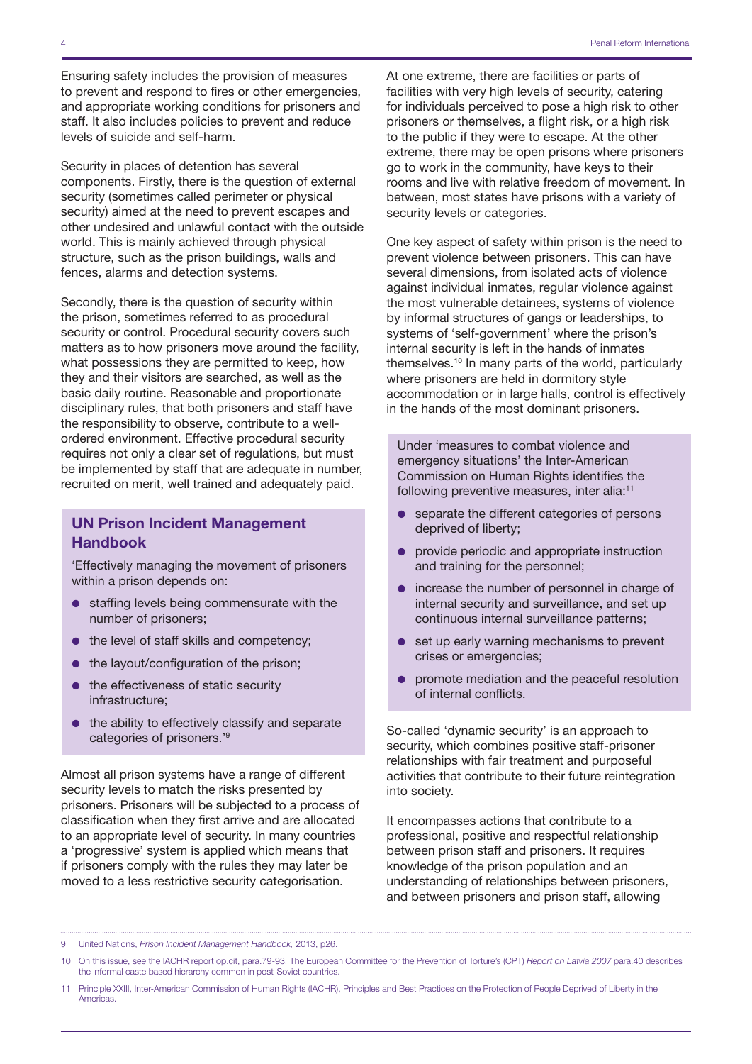Ensuring safety includes the provision of measures to prevent and respond to fires or other emergencies, and appropriate working conditions for prisoners and staff. It also includes policies to prevent and reduce levels of suicide and self-harm.

Security in places of detention has several components. Firstly, there is the question of external security (sometimes called perimeter or physical security) aimed at the need to prevent escapes and other undesired and unlawful contact with the outside world. This is mainly achieved through physical structure, such as the prison buildings, walls and fences, alarms and detection systems.

Secondly, there is the question of security within the prison, sometimes referred to as procedural security or control. Procedural security covers such matters as to how prisoners move around the facility, what possessions they are permitted to keep, how they and their visitors are searched, as well as the basic daily routine. Reasonable and proportionate disciplinary rules, that both prisoners and staff have the responsibility to observe, contribute to a well-ordered environment. Effective procedural security requires not only a clear set of regulations, but must be implemented by staff that are adequate in number, recruited on merit, well trained and adequately paid.

### UN Prison Incident Management Handbook

'Effectively managing the movement of prisoners within a prison depends on:

- staffing levels being commensurate with the number of prisoners;
- the level of staff skills and competency;
- the layout/configuration of the prison;
- the effectiveness of static security infrastructure;
- the ability to effectively classify and separate categories of prisoners.'[9]

Almost all prison systems have a range of different security levels to match the risks presented by prisoners. Prisoners will be subjected to a process of classification when they first arrive and are allocated to an appropriate level of security. In many countries a 'progressive' system is applied which means that if prisoners comply with the rules they may later be moved to a less restrictive security categorisation.

At one extreme, there are facilities or parts of facilities with very high levels of security, catering for individuals perceived to pose a high risk to other prisoners or themselves, a flight risk, or a high risk to the public if they were to escape. At the other extreme, there may be open prisons where prisoners go to work in the community, have keys to their rooms and live with relative freedom of movement. In between, most states have prisons with a variety of security levels or categories.

One key aspect of safety within prison is the need to prevent violence between prisoners. This can have several dimensions, from isolated acts of violence against individual inmates, regular violence against the most vulnerable detainees, systems of violence by informal structures of gangs or leaderships, to systems of 'self-government' where the prison's internal security is left in the hands of inmates themselves.[10] In many parts of the world, particularly where prisoners are held in dormitory style accommodation or in large halls, control is effectively in the hands of the most dominant prisoners.

Under 'measures to combat violence and emergency situations' the Inter-American Commission on Human Rights identifies the following preventive measures, inter alia:[11]

- separate the different categories of persons deprived of liberty;
- provide periodic and appropriate instruction and training for the personnel;
- increase the number of personnel in charge of internal security and surveillance, and set up continuous internal surveillance patterns;
- set up early warning mechanisms to prevent crises or emergencies;
- promote mediation and the peaceful resolution of internal conflicts.

So-called 'dynamic security' is an approach to security, which combines positive staff-prisoner relationships with fair treatment and purposeful activities that contribute to their future reintegration into society.

It encompasses actions that contribute to a professional, positive and respectful relationship between prison staff and prisoners. It requires knowledge of the prison population and an understanding of relationships between prisoners, and between prisoners and prison staff, allowing

---

9 United Nations, *Prison Incident Management Handbook,* 2013, p26.

10 On this issue, see the IACHR report op.cit, para.79-93. The European Committee for the Prevention of Torture's (CPT) *Report on Latvia 2007* para.40 describes the informal caste based hierarchy common in post-Soviet countries.

11 Principle XXIII, Inter-American Commission of Human Rights (IACHR), Principles and Best Practices on the Protection of People Deprived of Liberty in the Americas.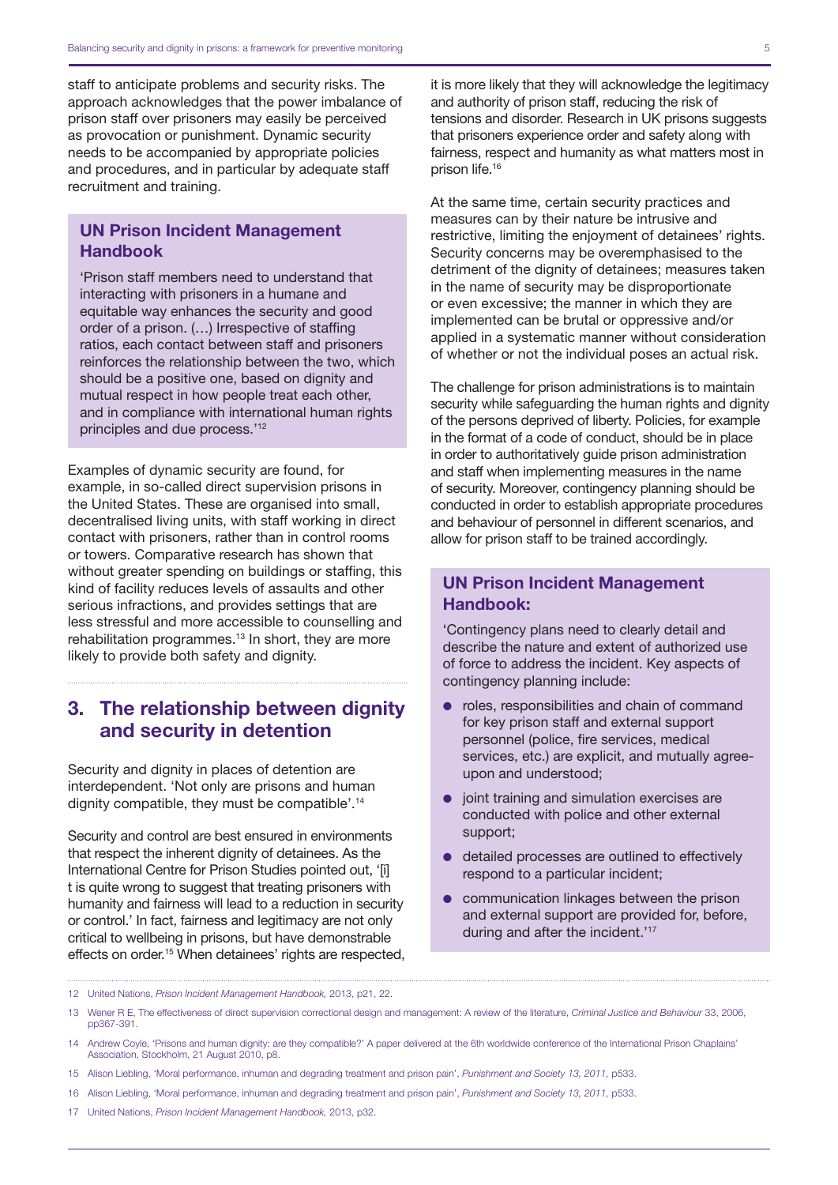staff to anticipate problems and security risks. The approach acknowledges that the power imbalance of prison staff over prisoners may easily be perceived as provocation or punishment. Dynamic security needs to be accompanied by appropriate policies and procedures, and in particular by adequate staff recruitment and training.

> **UN Prison Incident Management Handbook**
>
> 'Prison staff members need to understand that interacting with prisoners in a humane and equitable way enhances the security and good order of a prison. (…) Irrespective of staffing ratios, each contact between staff and prisoners reinforces the relationship between the two, which should be a positive one, based on dignity and mutual respect in how people treat each other, and in compliance with international human rights principles and due process.'[12]

Examples of dynamic security are found, for example, in so-called direct supervision prisons in the United States. These are organised into small, decentralised living units, with staff working in direct contact with prisoners, rather than in control rooms or towers. Comparative research has shown that without greater spending on buildings or staffing, this kind of facility reduces levels of assaults and other serious infractions, and provides settings that are less stressful and more accessible to counselling and rehabilitation programmes.[13] In short, they are more likely to provide both safety and dignity.

## 3. The relationship between dignity and security in detention

Security and dignity in places of detention are interdependent. 'Not only are prisons and human dignity compatible, they must be compatible'.[14]

Security and control are best ensured in environments that respect the inherent dignity of detainees. As the International Centre for Prison Studies pointed out, '[i]t is quite wrong to suggest that treating prisoners with humanity and fairness will lead to a reduction in security or control.' In fact, fairness and legitimacy are not only critical to wellbeing in prisons, but have demonstrable effects on order.[15] When detainees' rights are respected, it is more likely that they will acknowledge the legitimacy and authority of prison staff, reducing the risk of tensions and disorder. Research in UK prisons suggests that prisoners experience order and safety along with fairness, respect and humanity as what matters most in prison life.[16]

At the same time, certain security practices and measures can by their nature be intrusive and restrictive, limiting the enjoyment of detainees' rights. Security concerns may be overemphasised to the detriment of the dignity of detainees; measures taken in the name of security may be disproportionate or even excessive; the manner in which they are implemented can be brutal or oppressive and/or applied in a systematic manner without consideration of whether or not the individual poses an actual risk.

The challenge for prison administrations is to maintain security while safeguarding the human rights and dignity of the persons deprived of liberty. Policies, for example in the format of a code of conduct, should be in place in order to authoritatively guide prison administration and staff when implementing measures in the name of security. Moreover, contingency planning should be conducted in order to establish appropriate procedures and behaviour of personnel in different scenarios, and allow for prison staff to be trained accordingly.

> **UN Prison Incident Management Handbook:**
>
> 'Contingency plans need to clearly detail and describe the nature and extent of authorized use of force to address the incident. Key aspects of contingency planning include:
>
> - roles, responsibilities and chain of command for key prison staff and external support personnel (police, fire services, medical services, etc.) are explicit, and mutually agree-upon and understood;
> - joint training and simulation exercises are conducted with police and other external support;
> - detailed processes are outlined to effectively respond to a particular incident;
> - communication linkages between the prison and external support are provided for, before, during and after the incident.'[17]

---

12 United Nations, *Prison Incident Management Handbook,* 2013, p21, 22.

13 Wener R E, The effectiveness of direct supervision correctional design and management: A review of the literature, *Criminal Justice and Behaviour* 33, 2006, pp367-391.

14 Andrew Coyle, 'Prisons and human dignity: are they compatible?' A paper delivered at the 6th worldwide conference of the International Prison Chaplains' Association, Stockholm, 21 August 2010, p8.

15 Alison Liebling, 'Moral performance, inhuman and degrading treatment and prison pain', *Punishment and Society 13, 2011,* p533.

16 Alison Liebling, 'Moral performance, inhuman and degrading treatment and prison pain', *Punishment and Society 13, 2011,* p533.

17 United Nations, *Prison Incident Management Handbook,* 2013, p32.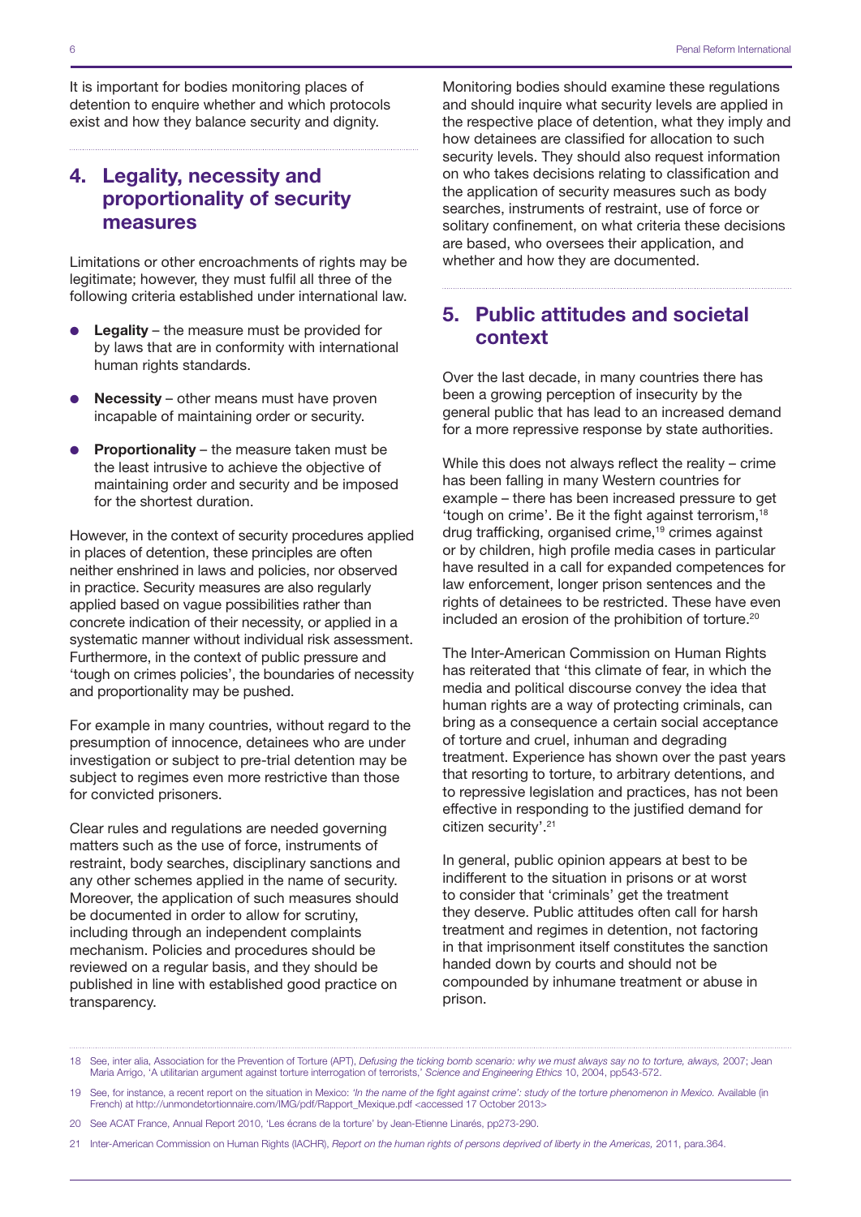It is important for bodies monitoring places of detention to enquire whether and which protocols exist and how they balance security and dignity.

## 4. Legality, necessity and proportionality of security measures

Limitations or other encroachments of rights may be legitimate; however, they must fulfil all three of the following criteria established under international law.

- **Legality** – the measure must be provided for by laws that are in conformity with international human rights standards.
- **Necessity** – other means must have proven incapable of maintaining order or security.
- **Proportionality** – the measure taken must be the least intrusive to achieve the objective of maintaining order and security and be imposed for the shortest duration.

However, in the context of security procedures applied in places of detention, these principles are often neither enshrined in laws and policies, nor observed in practice. Security measures are also regularly applied based on vague possibilities rather than concrete indication of their necessity, or applied in a systematic manner without individual risk assessment. Furthermore, in the context of public pressure and 'tough on crimes policies', the boundaries of necessity and proportionality may be pushed.

For example in many countries, without regard to the presumption of innocence, detainees who are under investigation or subject to pre-trial detention may be subject to regimes even more restrictive than those for convicted prisoners.

Clear rules and regulations are needed governing matters such as the use of force, instruments of restraint, body searches, disciplinary sanctions and any other schemes applied in the name of security. Moreover, the application of such measures should be documented in order to allow for scrutiny, including through an independent complaints mechanism. Policies and procedures should be reviewed on a regular basis, and they should be published in line with established good practice on transparency.

Monitoring bodies should examine these regulations and should inquire what security levels are applied in the respective place of detention, what they imply and how detainees are classified for allocation to such security levels. They should also request information on who takes decisions relating to classification and the application of security measures such as body searches, instruments of restraint, use of force or solitary confinement, on what criteria these decisions are based, who oversees their application, and whether and how they are documented.

## 5. Public attitudes and societal context

Over the last decade, in many countries there has been a growing perception of insecurity by the general public that has lead to an increased demand for a more repressive response by state authorities.

While this does not always reflect the reality – crime has been falling in many Western countries for example – there has been increased pressure to get 'tough on crime'. Be it the fight against terrorism,[18] drug trafficking, organised crime,[19] crimes against or by children, high profile media cases in particular have resulted in a call for expanded competences for law enforcement, longer prison sentences and the rights of detainees to be restricted. These have even included an erosion of the prohibition of torture.[20]

The Inter-American Commission on Human Rights has reiterated that 'this climate of fear, in which the media and political discourse convey the idea that human rights are a way of protecting criminals, can bring as a consequence a certain social acceptance of torture and cruel, inhuman and degrading treatment. Experience has shown over the past years that resorting to torture, to arbitrary detentions, and to repressive legislation and practices, has not been effective in responding to the justified demand for citizen security'.[21]

In general, public opinion appears at best to be indifferent to the situation in prisons or at worst to consider that 'criminals' get the treatment they deserve. Public attitudes often call for harsh treatment and regimes in detention, not factoring in that imprisonment itself constitutes the sanction handed down by courts and should not be compounded by inhumane treatment or abuse in prison.

---

18 See, inter alia, Association for the Prevention of Torture (APT), *Defusing the ticking bomb scenario: why we must always say no to torture, always,* 2007; Jean Maria Arrigo, 'A utilitarian argument against torture interrogation of terrorists,' *Science and Engineering Ethics* 10, 2004, pp543-572.

19 See, for instance, a recent report on the situation in Mexico: *'In the name of the fight against crime': study of the torture phenomenon in Mexico.* Available (in French) at http://unmondetortionnaire.com/IMG/pdf/Rapport_Mexique.pdf <accessed 17 October 2013>

20 See ACAT France, Annual Report 2010, 'Les écrans de la torture' by Jean-Etienne Linarés, pp273-290.

21 Inter-American Commission on Human Rights (IACHR), *Report on the human rights of persons deprived of liberty in the Americas,* 2011, para.364.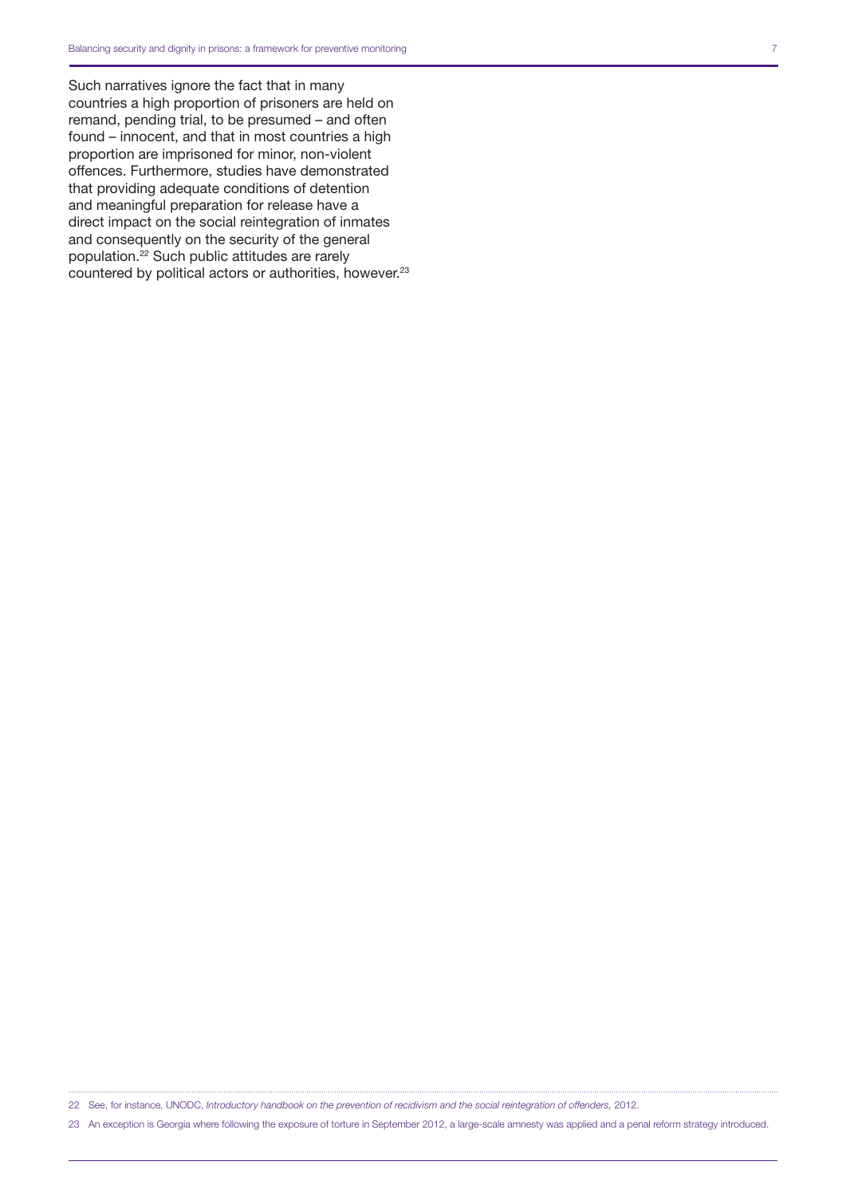Such narratives ignore the fact that in many countries a high proportion of prisoners are held on remand, pending trial, to be presumed – and often found – innocent, and that in most countries a high proportion are imprisoned for minor, non-violent offences. Furthermore, studies have demonstrated that providing adequate conditions of detention and meaningful preparation for release have a direct impact on the social reintegration of inmates and consequently on the security of the general population.[22] Such public attitudes are rarely countered by political actors or authorities, however.[23]

---

22 See, for instance, UNODC, *Introductory handbook on the prevention of recidivism and the social reintegration of offenders*, 2012.

23 An exception is Georgia where following the exposure of torture in September 2012, a large-scale amnesty was applied and a penal reform strategy introduced.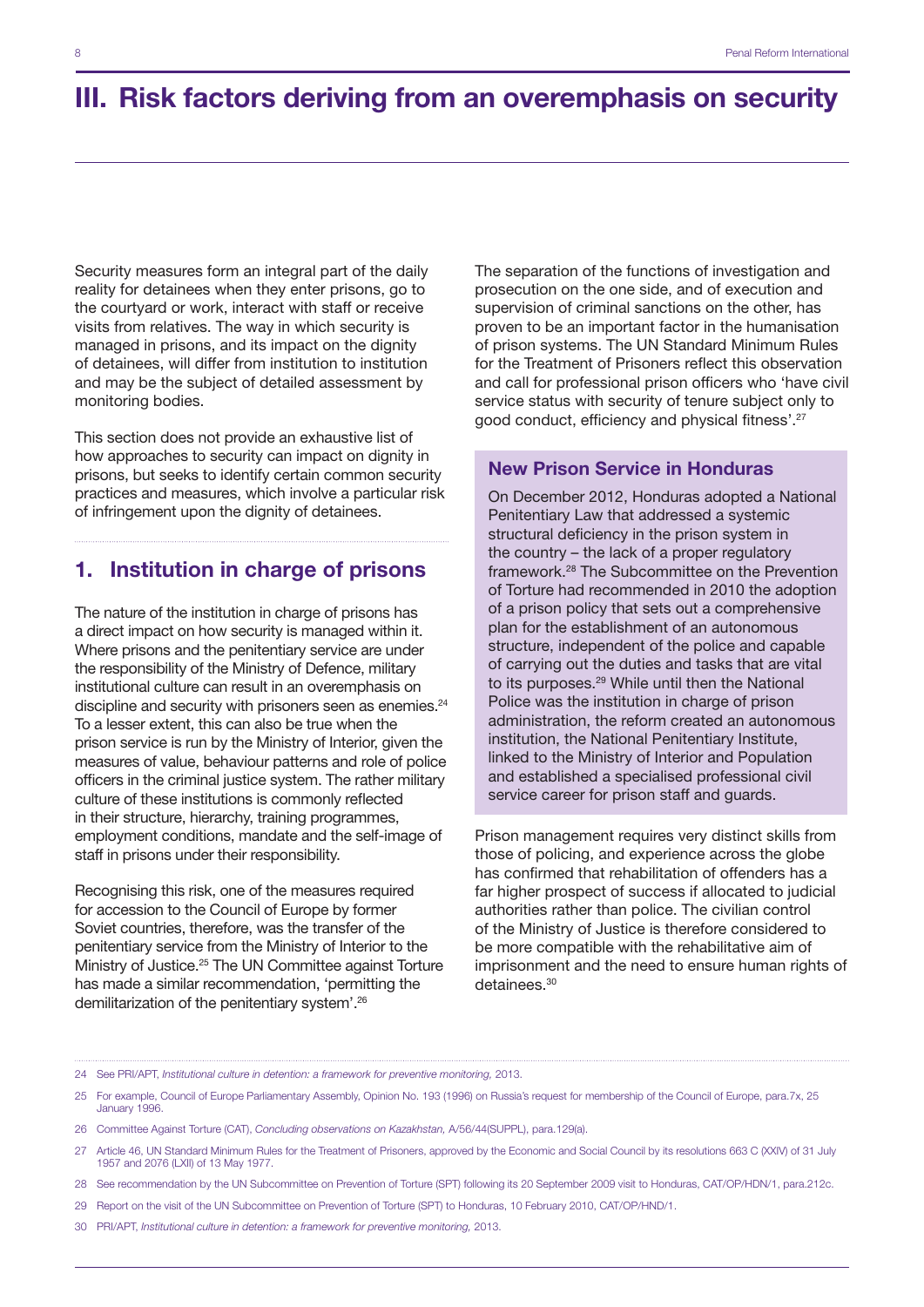# III. Risk factors deriving from an overemphasis on security

Security measures form an integral part of the daily reality for detainees when they enter prisons, go to the courtyard or work, interact with staff or receive visits from relatives. The way in which security is managed in prisons, and its impact on the dignity of detainees, will differ from institution to institution and may be the subject of detailed assessment by monitoring bodies.

This section does not provide an exhaustive list of how approaches to security can impact on dignity in prisons, but seeks to identify certain common security practices and measures, which involve a particular risk of infringement upon the dignity of detainees.

## 1. Institution in charge of prisons

The nature of the institution in charge of prisons has a direct impact on how security is managed within it. Where prisons and the penitentiary service are under the responsibility of the Ministry of Defence, military institutional culture can result in an overemphasis on discipline and security with prisoners seen as enemies.[24] To a lesser extent, this can also be true when the prison service is run by the Ministry of Interior, given the measures of value, behaviour patterns and role of police officers in the criminal justice system. The rather military culture of these institutions is commonly reflected in their structure, hierarchy, training programmes, employment conditions, mandate and the self-image of staff in prisons under their responsibility.

Recognising this risk, one of the measures required for accession to the Council of Europe by former Soviet countries, therefore, was the transfer of the penitentiary service from the Ministry of Interior to the Ministry of Justice.[25] The UN Committee against Torture has made a similar recommendation, 'permitting the demilitarization of the penitentiary system'.[26]

The separation of the functions of investigation and prosecution on the one side, and of execution and supervision of criminal sanctions on the other, has proven to be an important factor in the humanisation of prison systems. The UN Standard Minimum Rules for the Treatment of Prisoners reflect this observation and call for professional prison officers who 'have civil service status with security of tenure subject only to good conduct, efficiency and physical fitness'.[27]

### New Prison Service in Honduras

On December 2012, Honduras adopted a National Penitentiary Law that addressed a systemic structural deficiency in the prison system in the country – the lack of a proper regulatory framework.[28] The Subcommittee on the Prevention of Torture had recommended in 2010 the adoption of a prison policy that sets out a comprehensive plan for the establishment of an autonomous structure, independent of the police and capable of carrying out the duties and tasks that are vital to its purposes.[29] While until then the National Police was the institution in charge of prison administration, the reform created an autonomous institution, the National Penitentiary Institute, linked to the Ministry of Interior and Population and established a specialised professional civil service career for prison staff and guards.

Prison management requires very distinct skills from those of policing, and experience across the globe has confirmed that rehabilitation of offenders has a far higher prospect of success if allocated to judicial authorities rather than police. The civilian control of the Ministry of Justice is therefore considered to be more compatible with the rehabilitative aim of imprisonment and the need to ensure human rights of detainees.[30]

---

24 See PRI/APT, *Institutional culture in detention: a framework for preventive monitoring,* 2013.

25 For example, Council of Europe Parliamentary Assembly, Opinion No. 193 (1996) on Russia's request for membership of the Council of Europe, para.7x, 25 January 1996.

26 Committee Against Torture (CAT), *Concluding observations on Kazakhstan,* A/56/44(SUPPL), para.129(a).

27 Article 46, UN Standard Minimum Rules for the Treatment of Prisoners, approved by the Economic and Social Council by its resolutions 663 C (XXIV) of 31 July 1957 and 2076 (LXII) of 13 May 1977.

28 See recommendation by the UN Subcommittee on Prevention of Torture (SPT) following its 20 September 2009 visit to Honduras, CAT/OP/HDN/1, para.212c.

29 Report on the visit of the UN Subcommittee on Prevention of Torture (SPT) to Honduras, 10 February 2010, CAT/OP/HND/1.

30 PRI/APT, *Institutional culture in detention: a framework for preventive monitoring,* 2013.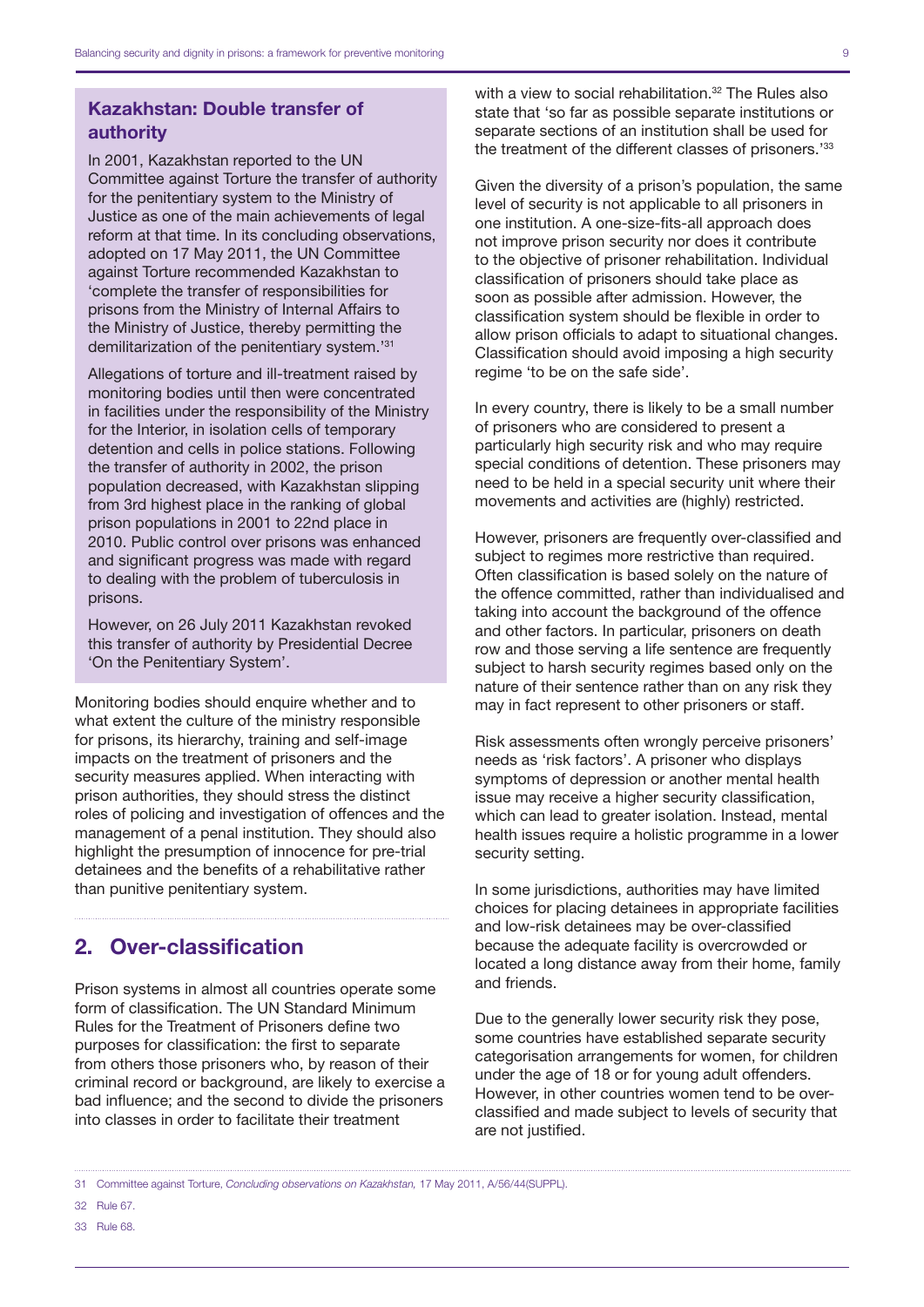### Kazakhstan: Double transfer of authority

In 2001, Kazakhstan reported to the UN Committee against Torture the transfer of authority for the penitentiary system to the Ministry of Justice as one of the main achievements of legal reform at that time. In its concluding observations, adopted on 17 May 2011, the UN Committee against Torture recommended Kazakhstan to 'complete the transfer of responsibilities for prisons from the Ministry of Internal Affairs to the Ministry of Justice, thereby permitting the demilitarization of the penitentiary system.'[31]

Allegations of torture and ill-treatment raised by monitoring bodies until then were concentrated in facilities under the responsibility of the Ministry for the Interior, in isolation cells of temporary detention and cells in police stations. Following the transfer of authority in 2002, the prison population decreased, with Kazakhstan slipping from 3rd highest place in the ranking of global prison populations in 2001 to 22nd place in 2010. Public control over prisons was enhanced and significant progress was made with regard to dealing with the problem of tuberculosis in prisons.

However, on 26 July 2011 Kazakhstan revoked this transfer of authority by Presidential Decree 'On the Penitentiary System'.

Monitoring bodies should enquire whether and to what extent the culture of the ministry responsible for prisons, its hierarchy, training and self-image impacts on the treatment of prisoners and the security measures applied. When interacting with prison authorities, they should stress the distinct roles of policing and investigation of offences and the management of a penal institution. They should also highlight the presumption of innocence for pre-trial detainees and the benefits of a rehabilitative rather than punitive penitentiary system.

## 2. Over-classification

Prison systems in almost all countries operate some form of classification. The UN Standard Minimum Rules for the Treatment of Prisoners define two purposes for classification: the first to separate from others those prisoners who, by reason of their criminal record or background, are likely to exercise a bad influence; and the second to divide the prisoners into classes in order to facilitate their treatment with a view to social rehabilitation.[32] The Rules also state that 'so far as possible separate institutions or separate sections of an institution shall be used for the treatment of the different classes of prisoners.'[33]

Given the diversity of a prison's population, the same level of security is not applicable to all prisoners in one institution. A one-size-fits-all approach does not improve prison security nor does it contribute to the objective of prisoner rehabilitation. Individual classification of prisoners should take place as soon as possible after admission. However, the classification system should be flexible in order to allow prison officials to adapt to situational changes. Classification should avoid imposing a high security regime 'to be on the safe side'.

In every country, there is likely to be a small number of prisoners who are considered to present a particularly high security risk and who may require special conditions of detention. These prisoners may need to be held in a special security unit where their movements and activities are (highly) restricted.

However, prisoners are frequently over-classified and subject to regimes more restrictive than required. Often classification is based solely on the nature of the offence committed, rather than individualised and taking into account the background of the offence and other factors. In particular, prisoners on death row and those serving a life sentence are frequently subject to harsh security regimes based only on the nature of their sentence rather than on any risk they may in fact represent to other prisoners or staff.

Risk assessments often wrongly perceive prisoners' needs as 'risk factors'. A prisoner who displays symptoms of depression or another mental health issue may receive a higher security classification, which can lead to greater isolation. Instead, mental health issues require a holistic programme in a lower security setting.

In some jurisdictions, authorities may have limited choices for placing detainees in appropriate facilities and low-risk detainees may be over-classified because the adequate facility is overcrowded or located a long distance away from their home, family and friends.

Due to the generally lower security risk they pose, some countries have established separate security categorisation arrangements for women, for children under the age of 18 or for young adult offenders. However, in other countries women tend to be over-classified and made subject to levels of security that are not justified.

---

31 Committee against Torture, *Concluding observations on Kazakhstan*, 17 May 2011, A/56/44(SUPPL).

32 Rule 67.

33 Rule 68.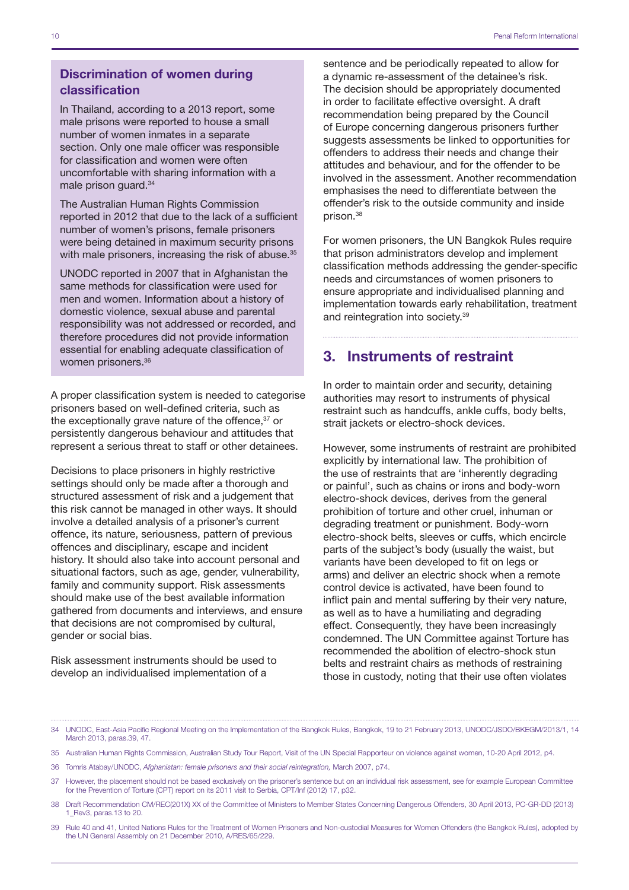### Discrimination of women during classification

In Thailand, according to a 2013 report, some male prisons were reported to house a small number of women inmates in a separate section. Only one male officer was responsible for classification and women were often uncomfortable with sharing information with a male prison guard.[34]

The Australian Human Rights Commission reported in 2012 that due to the lack of a sufficient number of women's prisons, female prisoners were being detained in maximum security prisons with male prisoners, increasing the risk of abuse.[35]

UNODC reported in 2007 that in Afghanistan the same methods for classification were used for men and women. Information about a history of domestic violence, sexual abuse and parental responsibility was not addressed or recorded, and therefore procedures did not provide information essential for enabling adequate classification of women prisoners.[36]

A proper classification system is needed to categorise prisoners based on well-defined criteria, such as the exceptionally grave nature of the offence,[37] or persistently dangerous behaviour and attitudes that represent a serious threat to staff or other detainees.

Decisions to place prisoners in highly restrictive settings should only be made after a thorough and structured assessment of risk and a judgement that this risk cannot be managed in other ways. It should involve a detailed analysis of a prisoner's current offence, its nature, seriousness, pattern of previous offences and disciplinary, escape and incident history. It should also take into account personal and situational factors, such as age, gender, vulnerability, family and community support. Risk assessments should make use of the best available information gathered from documents and interviews, and ensure that decisions are not compromised by cultural, gender or social bias.

Risk assessment instruments should be used to develop an individualised implementation of a sentence and be periodically repeated to allow for a dynamic re-assessment of the detainee's risk. The decision should be appropriately documented in order to facilitate effective oversight. A draft recommendation being prepared by the Council of Europe concerning dangerous prisoners further suggests assessments be linked to opportunities for offenders to address their needs and change their attitudes and behaviour, and for the offender to be involved in the assessment. Another recommendation emphasises the need to differentiate between the offender's risk to the outside community and inside prison.[38]

For women prisoners, the UN Bangkok Rules require that prison administrators develop and implement classification methods addressing the gender-specific needs and circumstances of women prisoners to ensure appropriate and individualised planning and implementation towards early rehabilitation, treatment and reintegration into society.[39]

## 3. Instruments of restraint

In order to maintain order and security, detaining authorities may resort to instruments of physical restraint such as handcuffs, ankle cuffs, body belts, strait jackets or electro-shock devices.

However, some instruments of restraint are prohibited explicitly by international law. The prohibition of the use of restraints that are 'inherently degrading or painful', such as chains or irons and body-worn electro-shock devices, derives from the general prohibition of torture and other cruel, inhuman or degrading treatment or punishment. Body-worn electro-shock belts, sleeves or cuffs, which encircle parts of the subject's body (usually the waist, but variants have been developed to fit on legs or arms) and deliver an electric shock when a remote control device is activated, have been found to inflict pain and mental suffering by their very nature, as well as to have a humiliating and degrading effect. Consequently, they have been increasingly condemned. The UN Committee against Torture has recommended the abolition of electro-shock stun belts and restraint chairs as methods of restraining those in custody, noting that their use often violates

---

34 UNODC, East-Asia Pacific Regional Meeting on the Implementation of the Bangkok Rules, Bangkok, 19 to 21 February 2013, UNODC/JSDO/BKEGM/2013/1, 14 March 2013, paras.39, 47.

35 Australian Human Rights Commission, Australian Study Tour Report, Visit of the UN Special Rapporteur on violence against women, 10-20 April 2012, p4.

36 Tomris Atabay/UNODC, *Afghanistan: female prisoners and their social reintegration,* March 2007, p74.

37 However, the placement should not be based exclusively on the prisoner's sentence but on an individual risk assessment, see for example European Committee for the Prevention of Torture (CPT) report on its 2011 visit to Serbia, CPT/Inf (2012) 17, p32.

38 Draft Recommendation CM/REC(201X) XX of the Committee of Ministers to Member States Concerning Dangerous Offenders, 30 April 2013, PC-GR-DD (2013) 1_Rev3, paras.13 to 20.

39 Rule 40 and 41, United Nations Rules for the Treatment of Women Prisoners and Non-custodial Measures for Women Offenders (the Bangkok Rules), adopted by the UN General Assembly on 21 December 2010, A/RES/65/229.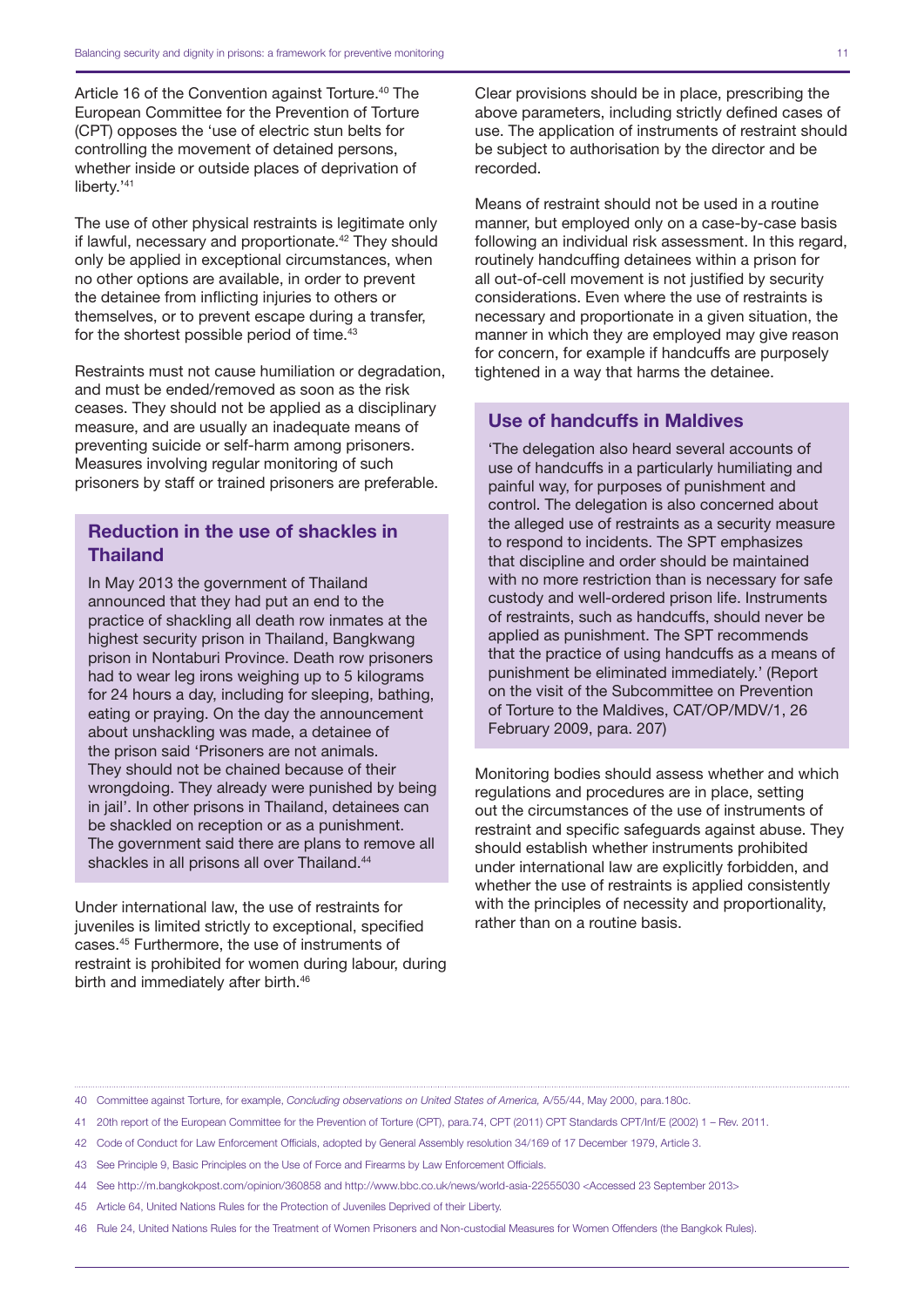Article 16 of the Convention against Torture.[40] The European Committee for the Prevention of Torture (CPT) opposes the 'use of electric stun belts for controlling the movement of detained persons, whether inside or outside places of deprivation of liberty.'[41]

The use of other physical restraints is legitimate only if lawful, necessary and proportionate.[42] They should only be applied in exceptional circumstances, when no other options are available, in order to prevent the detainee from inflicting injuries to others or themselves, or to prevent escape during a transfer, for the shortest possible period of time.[43]

Restraints must not cause humiliation or degradation, and must be ended/removed as soon as the risk ceases. They should not be applied as a disciplinary measure, and are usually an inadequate means of preventing suicide or self-harm among prisoners. Measures involving regular monitoring of such prisoners by staff or trained prisoners are preferable.

### Reduction in the use of shackles in Thailand

In May 2013 the government of Thailand announced that they had put an end to the practice of shackling all death row inmates at the highest security prison in Thailand, Bangkwang prison in Nontaburi Province. Death row prisoners had to wear leg irons weighing up to 5 kilograms for 24 hours a day, including for sleeping, bathing, eating or praying. On the day the announcement about unshackling was made, a detainee of the prison said 'Prisoners are not animals. They should not be chained because of their wrongdoing. They already were punished by being in jail'. In other prisons in Thailand, detainees can be shackled on reception or as a punishment. The government said there are plans to remove all shackles in all prisons all over Thailand.[44]

Under international law, the use of restraints for juveniles is limited strictly to exceptional, specified cases.[45] Furthermore, the use of instruments of restraint is prohibited for women during labour, during birth and immediately after birth.[46]

Clear provisions should be in place, prescribing the above parameters, including strictly defined cases of use. The application of instruments of restraint should be subject to authorisation by the director and be recorded.

Means of restraint should not be used in a routine manner, but employed only on a case-by-case basis following an individual risk assessment. In this regard, routinely handcuffing detainees within a prison for all out-of-cell movement is not justified by security considerations. Even where the use of restraints is necessary and proportionate in a given situation, the manner in which they are employed may give reason for concern, for example if handcuffs are purposely tightened in a way that harms the detainee.

### Use of handcuffs in Maldives

'The delegation also heard several accounts of use of handcuffs in a particularly humiliating and painful way, for purposes of punishment and control. The delegation is also concerned about the alleged use of restraints as a security measure to respond to incidents. The SPT emphasizes that discipline and order should be maintained with no more restriction than is necessary for safe custody and well-ordered prison life. Instruments of restraints, such as handcuffs, should never be applied as punishment. The SPT recommends that the practice of using handcuffs as a means of punishment be eliminated immediately.' (Report on the visit of the Subcommittee on Prevention of Torture to the Maldives, CAT/OP/MDV/1, 26 February 2009, para. 207)

Monitoring bodies should assess whether and which regulations and procedures are in place, setting out the circumstances of the use of instruments of restraint and specific safeguards against abuse. They should establish whether instruments prohibited under international law are explicitly forbidden, and whether the use of restraints is applied consistently with the principles of necessity and proportionality, rather than on a routine basis.

---

40 Committee against Torture, for example, *Concluding observations on United States of America,* A/55/44, May 2000, para.180c.

41 20th report of the European Committee for the Prevention of Torture (CPT), para.74, CPT (2011) CPT Standards CPT/Inf/E (2002) 1 – Rev. 2011.

42 Code of Conduct for Law Enforcement Officials, adopted by General Assembly resolution 34/169 of 17 December 1979, Article 3.

43 See Principle 9, Basic Principles on the Use of Force and Firearms by Law Enforcement Officials.

44 See http://m.bangkokpost.com/opinion/360858 and http://www.bbc.co.uk/news/world-asia-22555030 <Accessed 23 September 2013>

45 Article 64, United Nations Rules for the Protection of Juveniles Deprived of their Liberty.

46 Rule 24, United Nations Rules for the Treatment of Women Prisoners and Non-custodial Measures for Women Offenders (the Bangkok Rules).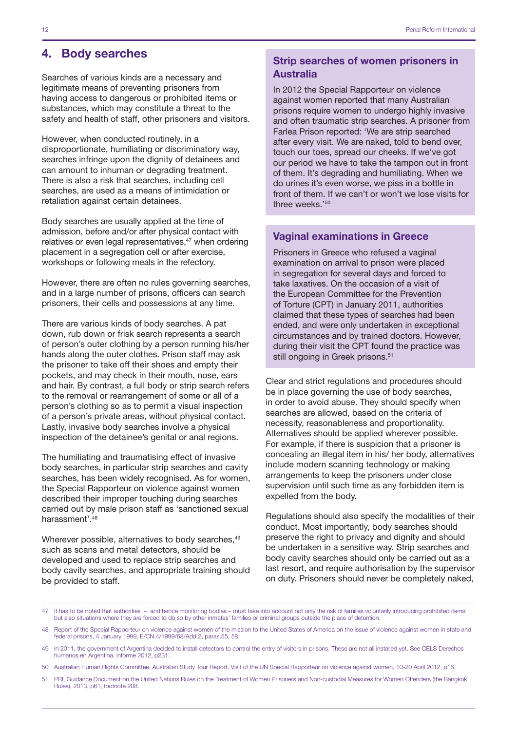## 4. Body searches

Searches of various kinds are a necessary and legitimate means of preventing prisoners from having access to dangerous or prohibited items or substances, which may constitute a threat to the safety and health of staff, other prisoners and visitors.

However, when conducted routinely, in a disproportionate, humiliating or discriminatory way, searches infringe upon the dignity of detainees and can amount to inhuman or degrading treatment. There is also a risk that searches, including cell searches, are used as a means of intimidation or retaliation against certain detainees.

Body searches are usually applied at the time of admission, before and/or after physical contact with relatives or even legal representatives,[47] when ordering placement in a segregation cell or after exercise, workshops or following meals in the refectory.

However, there are often no rules governing searches, and in a large number of prisons, officers can search prisoners, their cells and possessions at any time.

There are various kinds of body searches. A pat down, rub down or frisk search represents a search of person's outer clothing by a person running his/her hands along the outer clothes. Prison staff may ask the prisoner to take off their shoes and empty their pockets, and may check in their mouth, nose, ears and hair. By contrast, a full body or strip search refers to the removal or rearrangement of some or all of a person's clothing so as to permit a visual inspection of a person's private areas, without physical contact. Lastly, invasive body searches involve a physical inspection of the detainee's genital or anal regions.

The humiliating and traumatising effect of invasive body searches, in particular strip searches and cavity searches, has been widely recognised. As for women, the Special Rapporteur on violence against women described their improper touching during searches carried out by male prison staff as 'sanctioned sexual harassment'.[48]

Wherever possible, alternatives to body searches,[49] such as scans and metal detectors, should be developed and used to replace strip searches and body cavity searches, and appropriate training should be provided to staff.

### Strip searches of women prisoners in Australia

In 2012 the Special Rapporteur on violence against women reported that many Australian prisons require women to undergo highly invasive and often traumatic strip searches. A prisoner from Farlea Prison reported: 'We are strip searched after every visit. We are naked, told to bend over, touch our toes, spread our cheeks. If we've got our period we have to take the tampon out in front of them. It's degrading and humiliating. When we do urines it's even worse, we piss in a bottle in front of them. If we can't or won't we lose visits for three weeks.'[50]

### Vaginal examinations in Greece

Prisoners in Greece who refused a vaginal examination on arrival to prison were placed in segregation for several days and forced to take laxatives. On the occasion of a visit of the European Committee for the Prevention of Torture (CPT) in January 2011, authorities claimed that these types of searches had been ended, and were only undertaken in exceptional circumstances and by trained doctors. However, during their visit the CPT found the practice was still ongoing in Greek prisons.[51]

Clear and strict regulations and procedures should be in place governing the use of body searches, in order to avoid abuse. They should specify when searches are allowed, based on the criteria of necessity, reasonableness and proportionality. Alternatives should be applied wherever possible. For example, if there is suspicion that a prisoner is concealing an illegal item in his/ her body, alternatives include modern scanning technology or making arrangements to keep the prisoners under close supervision until such time as any forbidden item is expelled from the body.

Regulations should also specify the modalities of their conduct. Most importantly, body searches should preserve the right to privacy and dignity and should be undertaken in a sensitive way. Strip searches and body cavity searches should only be carried out as a last resort, and require authorisation by the supervisor on duty. Prisoners should never be completely naked,

---

47 It has to be noted that authorities – and hence monitoring bodies – must take into account not only the risk of families voluntarily introducing prohibited items but also situations where they are forced to do so by other inmates' families or criminal groups outside the place of detention.

48 Report of the Special Rapporteur on violence against women of the mission to the United States of America on the issue of violence against women in state and federal prisons, 4 January 1999, E/CN.4/1999/68/Add.2, paras.55, 58.

49 In 2011, the government of Argentina decided to install detectors to control the entry of visitors in prisons. These are not all installed yet. See CELS Derechos humanos en Argentina, informe 2012, p231.

50 Australian Human Rights Committee, Australian Study Tour Report, Visit of the UN Special Rapporteur on violence against women, 10-20 April 2012, p16.

51 PRI, Guidance Document on the United Nations Rules on the Treatment of Women Prisoners and Non-custodial Measures for Women Offenders (the Bangkok Rules), 2013, p61, footnote 208.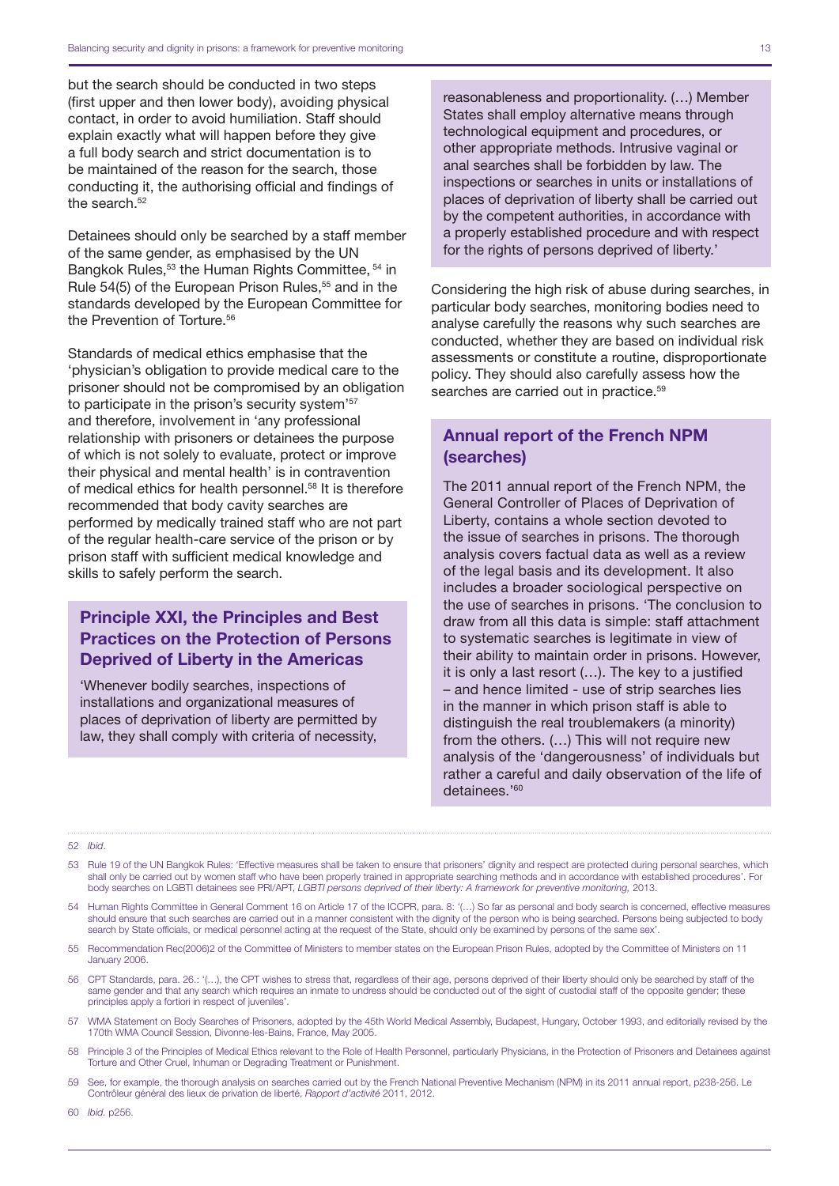but the search should be conducted in two steps (first upper and then lower body), avoiding physical contact, in order to avoid humiliation. Staff should explain exactly what will happen before they give a full body search and strict documentation is to be maintained of the reason for the search, those conducting it, the authorising official and findings of the search.[52]

Detainees should only be searched by a staff member of the same gender, as emphasised by the UN Bangkok Rules,[53] the Human Rights Committee, [54] in Rule 54(5) of the European Prison Rules,[55] and in the standards developed by the European Committee for the Prevention of Torture.[56]

Standards of medical ethics emphasise that the 'physician's obligation to provide medical care to the prisoner should not be compromised by an obligation to participate in the prison's security system'[57] and therefore, involvement in 'any professional relationship with prisoners or detainees the purpose of which is not solely to evaluate, protect or improve their physical and mental health' is in contravention of medical ethics for health personnel.[58] It is therefore recommended that body cavity searches are performed by medically trained staff who are not part of the regular health-care service of the prison or by prison staff with sufficient medical knowledge and skills to safely perform the search.

### Principle XXI, the Principles and Best Practices on the Protection of Persons Deprived of Liberty in the Americas

'Whenever bodily searches, inspections of installations and organizational measures of places of deprivation of liberty are permitted by law, they shall comply with criteria of necessity, reasonableness and proportionality. (…) Member States shall employ alternative means through technological equipment and procedures, or other appropriate methods. Intrusive vaginal or anal searches shall be forbidden by law. The inspections or searches in units or installations of places of deprivation of liberty shall be carried out by the competent authorities, in accordance with a properly established procedure and with respect for the rights of persons deprived of liberty.'

Considering the high risk of abuse during searches, in particular body searches, monitoring bodies need to analyse carefully the reasons why such searches are conducted, whether they are based on individual risk assessments or constitute a routine, disproportionate policy. They should also carefully assess how the searches are carried out in practice.[59]

### Annual report of the French NPM (searches)

The 2011 annual report of the French NPM, the General Controller of Places of Deprivation of Liberty, contains a whole section devoted to the issue of searches in prisons. The thorough analysis covers factual data as well as a review of the legal basis and its development. It also includes a broader sociological perspective on the use of searches in prisons. 'The conclusion to draw from all this data is simple: staff attachment to systematic searches is legitimate in view of their ability to maintain order in prisons. However, it is only a last resort (…). The key to a justified – and hence limited - use of strip searches lies in the manner in which prison staff is able to distinguish the real troublemakers (a minority) from the others. (…) This will not require new analysis of the 'dangerousness' of individuals but rather a careful and daily observation of the life of detainees.'[60]

---

52 *Ibid*.

53 Rule 19 of the UN Bangkok Rules: 'Effective measures shall be taken to ensure that prisoners' dignity and respect are protected during personal searches, which shall only be carried out by women staff who have been properly trained in appropriate searching methods and in accordance with established procedures'. For body searches on LGBTI detainees see PRI/APT, *LGBTI persons deprived of their liberty: A framework for preventive monitoring,* 2013.

54 Human Rights Committee in General Comment 16 on Article 17 of the ICCPR, para. 8: '(…) So far as personal and body search is concerned, effective measures should ensure that such searches are carried out in a manner consistent with the dignity of the person who is being searched. Persons being subjected to body search by State officials, or medical personnel acting at the request of the State, should only be examined by persons of the same sex'.

55 Recommendation Rec(2006)2 of the Committee of Ministers to member states on the European Prison Rules, adopted by the Committee of Ministers on 11 January 2006.

56 CPT Standards, para. 26.: '(…), the CPT wishes to stress that, regardless of their age, persons deprived of their liberty should only be searched by staff of the same gender and that any search which requires an inmate to undress should be conducted out of the sight of custodial staff of the opposite gender; these principles apply a fortiori in respect of juveniles'.

57 WMA Statement on Body Searches of Prisoners, adopted by the 45th World Medical Assembly, Budapest, Hungary, October 1993, and editorially revised by the 170th WMA Council Session, Divonne-les-Bains, France, May 2005.

58 Principle 3 of the Principles of Medical Ethics relevant to the Role of Health Personnel, particularly Physicians, in the Protection of Prisoners and Detainees against Torture and Other Cruel, Inhuman or Degrading Treatment or Punishment.

59 See, for example, the thorough analysis on searches carried out by the French National Preventive Mechanism (NPM) in its 2011 annual report, p238-256. Le Contrôleur général des lieux de privation de liberté, *Rapport d'activité* 2011, 2012.

60 *Ibid.* p256.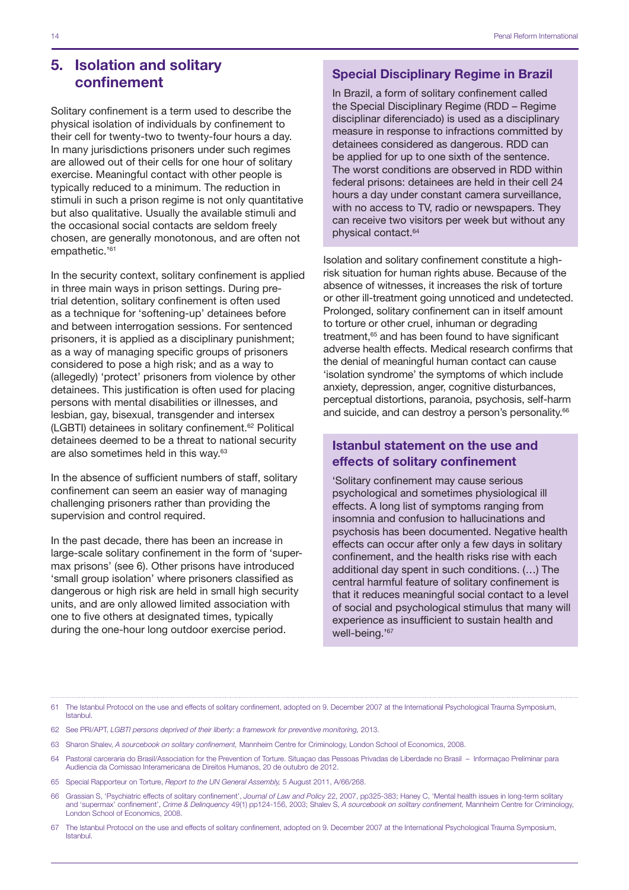## 5. Isolation and solitary confinement

Solitary confinement is a term used to describe the physical isolation of individuals by confinement to their cell for twenty-two to twenty-four hours a day. In many jurisdictions prisoners under such regimes are allowed out of their cells for one hour of solitary exercise. Meaningful contact with other people is typically reduced to a minimum. The reduction in stimuli in such a prison regime is not only quantitative but also qualitative. Usually the available stimuli and the occasional social contacts are seldom freely chosen, are generally monotonous, and are often not empathetic.'[61]

In the security context, solitary confinement is applied in three main ways in prison settings. During pre-trial detention, solitary confinement is often used as a technique for 'softening-up' detainees before and between interrogation sessions. For sentenced prisoners, it is applied as a disciplinary punishment; as a way of managing specific groups of prisoners considered to pose a high risk; and as a way to (allegedly) 'protect' prisoners from violence by other detainees. This justification is often used for placing persons with mental disabilities or illnesses, and lesbian, gay, bisexual, transgender and intersex (LGBTI) detainees in solitary confinement.[62] Political detainees deemed to be a threat to national security are also sometimes held in this way.[63]

In the absence of sufficient numbers of staff, solitary confinement can seem an easier way of managing challenging prisoners rather than providing the supervision and control required.

In the past decade, there has been an increase in large-scale solitary confinement in the form of 'super-max prisons' (see 6). Other prisons have introduced 'small group isolation' where prisoners classified as dangerous or high risk are held in small high security units, and are only allowed limited association with one to five others at designated times, typically during the one-hour long outdoor exercise period.

### Special Disciplinary Regime in Brazil

In Brazil, a form of solitary confinement called the Special Disciplinary Regime (RDD – Regime disciplinar diferenciado) is used as a disciplinary measure in response to infractions committed by detainees considered as dangerous. RDD can be applied for up to one sixth of the sentence. The worst conditions are observed in RDD within federal prisons: detainees are held in their cell 24 hours a day under constant camera surveillance, with no access to TV, radio or newspapers. They can receive two visitors per week but without any physical contact.[64]

Isolation and solitary confinement constitute a high-risk situation for human rights abuse. Because of the absence of witnesses, it increases the risk of torture or other ill-treatment going unnoticed and undetected. Prolonged, solitary confinement can in itself amount to torture or other cruel, inhuman or degrading treatment,[65] and has been found to have significant adverse health effects. Medical research confirms that the denial of meaningful human contact can cause 'isolation syndrome' the symptoms of which include anxiety, depression, anger, cognitive disturbances, perceptual distortions, paranoia, psychosis, self-harm and suicide, and can destroy a person's personality.[66]

### Istanbul statement on the use and effects of solitary confinement

'Solitary confinement may cause serious psychological and sometimes physiological ill effects. A long list of symptoms ranging from insomnia and confusion to hallucinations and psychosis has been documented. Negative health effects can occur after only a few days in solitary confinement, and the health risks rise with each additional day spent in such conditions. (…) The central harmful feature of solitary confinement is that it reduces meaningful social contact to a level of social and psychological stimulus that many will experience as insufficient to sustain health and well-being.'[67]

---

61 The Istanbul Protocol on the use and effects of solitary confinement, adopted on 9. December 2007 at the International Psychological Trauma Symposium, Istanbul.

62 See PRI/APT, *LGBTI persons deprived of their liberty: a framework for preventive monitoring,* 2013.

63 Sharon Shalev, *A sourcebook on solitary confinement,* Mannheim Centre for Criminology, London School of Economics, 2008.

64 Pastoral carceraria do Brasil/Association for the Prevention of Torture. Situaçao das Pessoas Privadas de Liberdade no Brasil – Informaçao Preliminar para Audiencia da Comissao Interamericana de Direitos Humanos, 20 de outubro de 2012.

65 Special Rapporteur on Torture, *Report to the UN General Assembly,* 5 August 2011, A/66/268.

66 Grassian S, 'Psychiatric effects of solitary confinement', *Journal of Law and Policy* 22, 2007, pp325-383; Haney C, 'Mental health issues in long-term solitary and 'supermax' confinement', *Crime & Delinquency* 49(1) pp124-156, 2003; Shalev S, *A sourcebook on solitary confinement,* Mannheim Centre for Criminology, London School of Economics, 2008.

67 The Istanbul Protocol on the use and effects of solitary confinement, adopted on 9. December 2007 at the International Psychological Trauma Symposium, Istanbul.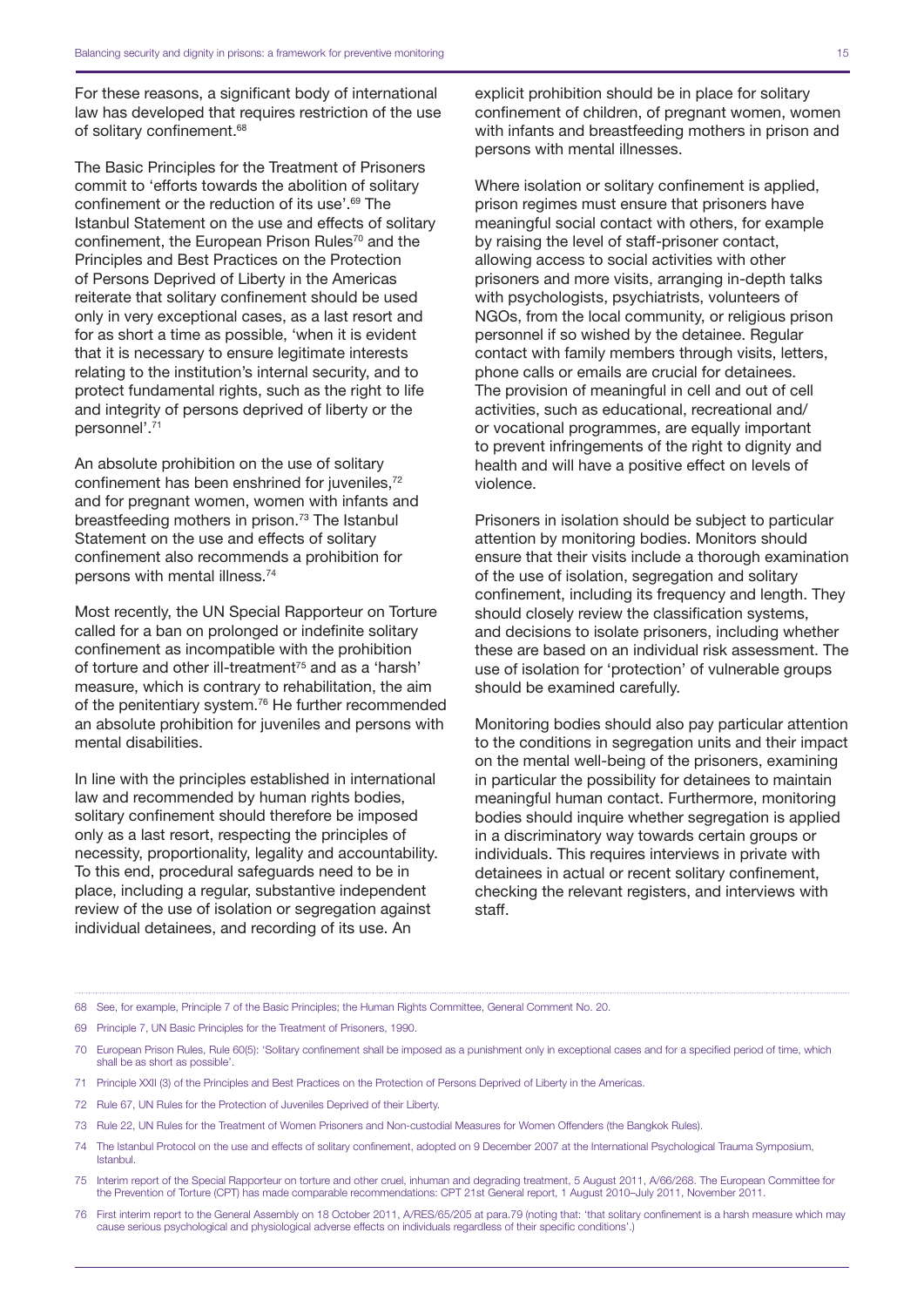For these reasons, a significant body of international law has developed that requires restriction of the use of solitary confinement.[68]

The Basic Principles for the Treatment of Prisoners commit to 'efforts towards the abolition of solitary confinement or the reduction of its use'.[69] The Istanbul Statement on the use and effects of solitary confinement, the European Prison Rules[70] and the Principles and Best Practices on the Protection of Persons Deprived of Liberty in the Americas reiterate that solitary confinement should be used only in very exceptional cases, as a last resort and for as short a time as possible, 'when it is evident that it is necessary to ensure legitimate interests relating to the institution's internal security, and to protect fundamental rights, such as the right to life and integrity of persons deprived of liberty or the personnel'.[71]

An absolute prohibition on the use of solitary confinement has been enshrined for juveniles,[72] and for pregnant women, women with infants and breastfeeding mothers in prison.[73] The Istanbul Statement on the use and effects of solitary confinement also recommends a prohibition for persons with mental illness.[74]

Most recently, the UN Special Rapporteur on Torture called for a ban on prolonged or indefinite solitary confinement as incompatible with the prohibition of torture and other ill-treatment[75] and as a 'harsh' measure, which is contrary to rehabilitation, the aim of the penitentiary system.[76] He further recommended an absolute prohibition for juveniles and persons with mental disabilities.

In line with the principles established in international law and recommended by human rights bodies, solitary confinement should therefore be imposed only as a last resort, respecting the principles of necessity, proportionality, legality and accountability. To this end, procedural safeguards need to be in place, including a regular, substantive independent review of the use of isolation or segregation against individual detainees, and recording of its use. An explicit prohibition should be in place for solitary confinement of children, of pregnant women, women with infants and breastfeeding mothers in prison and persons with mental illnesses.

Where isolation or solitary confinement is applied, prison regimes must ensure that prisoners have meaningful social contact with others, for example by raising the level of staff-prisoner contact, allowing access to social activities with other prisoners and more visits, arranging in-depth talks with psychologists, psychiatrists, volunteers of NGOs, from the local community, or religious prison personnel if so wished by the detainee. Regular contact with family members through visits, letters, phone calls or emails are crucial for detainees. The provision of meaningful in cell and out of cell activities, such as educational, recreational and/or vocational programmes, are equally important to prevent infringements of the right to dignity and health and will have a positive effect on levels of violence.

Prisoners in isolation should be subject to particular attention by monitoring bodies. Monitors should ensure that their visits include a thorough examination of the use of isolation, segregation and solitary confinement, including its frequency and length. They should closely review the classification systems, and decisions to isolate prisoners, including whether these are based on an individual risk assessment. The use of isolation for 'protection' of vulnerable groups should be examined carefully.

Monitoring bodies should also pay particular attention to the conditions in segregation units and their impact on the mental well-being of the prisoners, examining in particular the possibility for detainees to maintain meaningful human contact. Furthermore, monitoring bodies should inquire whether segregation is applied in a discriminatory way towards certain groups or individuals. This requires interviews in private with detainees in actual or recent solitary confinement, checking the relevant registers, and interviews with staff.

---

68 See, for example, Principle 7 of the Basic Principles; the Human Rights Committee, General Comment No. 20.

69 Principle 7, UN Basic Principles for the Treatment of Prisoners, 1990.

70 European Prison Rules, Rule 60(5): 'Solitary confinement shall be imposed as a punishment only in exceptional cases and for a specified period of time, which shall be as short as possible'.

71 Principle XXII (3) of the Principles and Best Practices on the Protection of Persons Deprived of Liberty in the Americas.

72 Rule 67, UN Rules for the Protection of Juveniles Deprived of their Liberty.

73 Rule 22, UN Rules for the Treatment of Women Prisoners and Non-custodial Measures for Women Offenders (the Bangkok Rules).

74 The Istanbul Protocol on the use and effects of solitary confinement, adopted on 9 December 2007 at the International Psychological Trauma Symposium, Istanbul.

75 Interim report of the Special Rapporteur on torture and other cruel, inhuman and degrading treatment, 5 August 2011, A/66/268. The European Committee for the Prevention of Torture (CPT) has made comparable recommendations: CPT 21st General report, 1 August 2010–July 2011, November 2011.

76 First interim report to the General Assembly on 18 October 2011, A/RES/65/205 at para.79 (noting that: 'that solitary confinement is a harsh measure which may cause serious psychological and physiological adverse effects on individuals regardless of their specific conditions'.)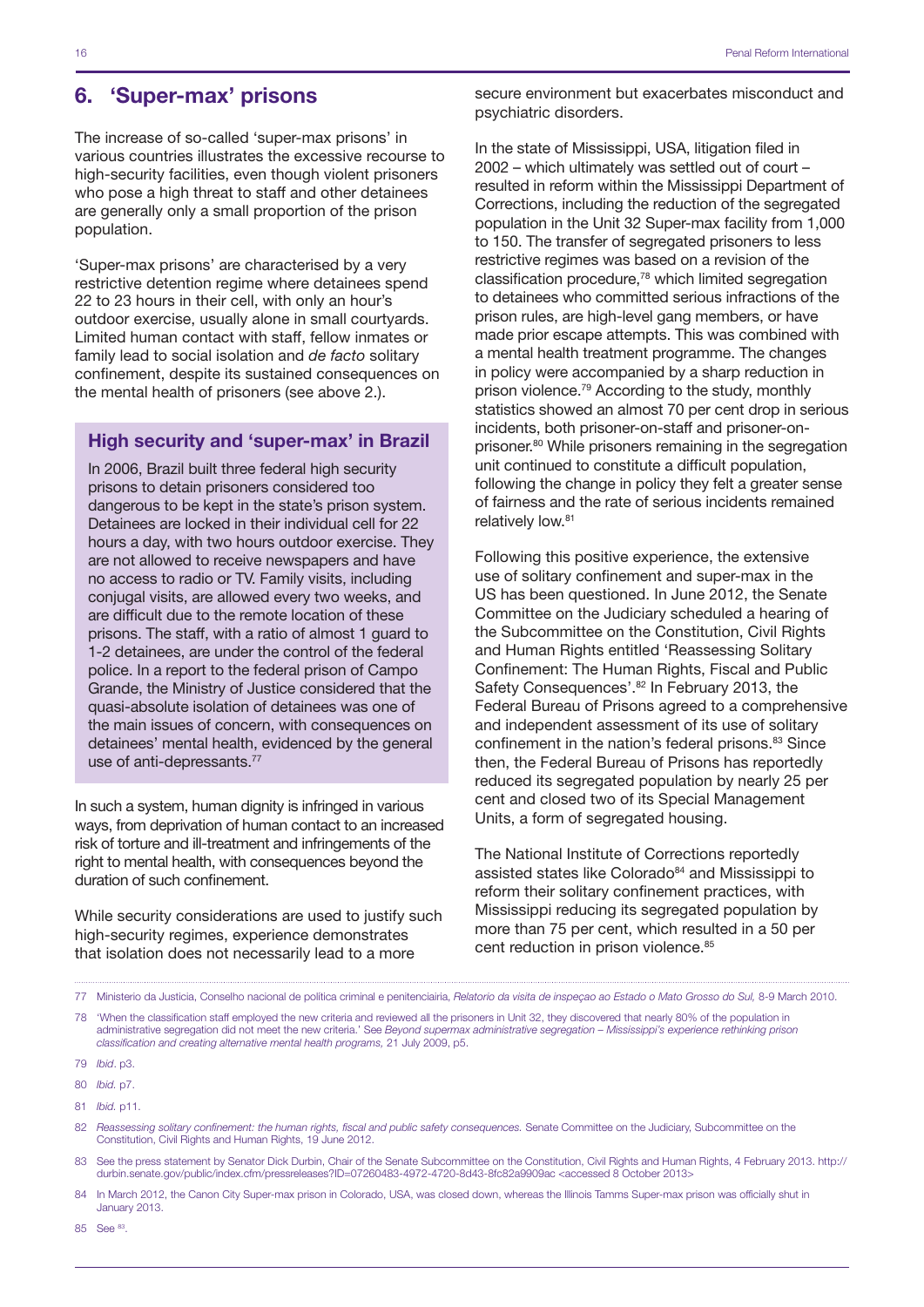## 6. 'Super-max' prisons

The increase of so-called 'super-max prisons' in various countries illustrates the excessive recourse to high-security facilities, even though violent prisoners who pose a high threat to staff and other detainees are generally only a small proportion of the prison population.

'Super-max prisons' are characterised by a very restrictive detention regime where detainees spend 22 to 23 hours in their cell, with only an hour's outdoor exercise, usually alone in small courtyards. Limited human contact with staff, fellow inmates or family lead to social isolation and *de facto* solitary confinement, despite its sustained consequences on the mental health of prisoners (see above 2.).

### High security and 'super-max' in Brazil

In 2006, Brazil built three federal high security prisons to detain prisoners considered too dangerous to be kept in the state's prison system. Detainees are locked in their individual cell for 22 hours a day, with two hours outdoor exercise. They are not allowed to receive newspapers and have no access to radio or TV. Family visits, including conjugal visits, are allowed every two weeks, and are difficult due to the remote location of these prisons. The staff, with a ratio of almost 1 guard to 1-2 detainees, are under the control of the federal police. In a report to the federal prison of Campo Grande, the Ministry of Justice considered that the quasi-absolute isolation of detainees was one of the main issues of concern, with consequences on detainees' mental health, evidenced by the general use of anti-depressants.[77]

In such a system, human dignity is infringed in various ways, from deprivation of human contact to an increased risk of torture and ill-treatment and infringements of the right to mental health, with consequences beyond the duration of such confinement.

While security considerations are used to justify such high-security regimes, experience demonstrates that isolation does not necessarily lead to a more secure environment but exacerbates misconduct and psychiatric disorders.

In the state of Mississippi, USA, litigation filed in 2002 – which ultimately was settled out of court – resulted in reform within the Mississippi Department of Corrections, including the reduction of the segregated population in the Unit 32 Super-max facility from 1,000 to 150. The transfer of segregated prisoners to less restrictive regimes was based on a revision of the classification procedure,[78] which limited segregation to detainees who committed serious infractions of the prison rules, are high-level gang members, or have made prior escape attempts. This was combined with a mental health treatment programme. The changes in policy were accompanied by a sharp reduction in prison violence.[79] According to the study, monthly statistics showed an almost 70 per cent drop in serious incidents, both prisoner-on-staff and prisoner-on-prisoner.[80] While prisoners remaining in the segregation unit continued to constitute a difficult population, following the change in policy they felt a greater sense of fairness and the rate of serious incidents remained relatively low.[81]

Following this positive experience, the extensive use of solitary confinement and super-max in the US has been questioned. In June 2012, the Senate Committee on the Judiciary scheduled a hearing of the Subcommittee on the Constitution, Civil Rights and Human Rights entitled 'Reassessing Solitary Confinement: The Human Rights, Fiscal and Public Safety Consequences'.[82] In February 2013, the Federal Bureau of Prisons agreed to a comprehensive and independent assessment of its use of solitary confinement in the nation's federal prisons.[83] Since then, the Federal Bureau of Prisons has reportedly reduced its segregated population by nearly 25 per cent and closed two of its Special Management Units, a form of segregated housing.

The National Institute of Corrections reportedly assisted states like Colorado[84] and Mississippi to reform their solitary confinement practices, with Mississippi reducing its segregated population by more than 75 per cent, which resulted in a 50 per cent reduction in prison violence.[85]

---

77 Ministerio da Justicia, Conselho nacional de política criminal e penitenciairia, *Relatorio da visita de inspeçao ao Estado o Mato Grosso do Sul,* 8-9 March 2010.

78 'When the classification staff employed the new criteria and reviewed all the prisoners in Unit 32, they discovered that nearly 80% of the population in administrative segregation did not meet the new criteria.' See *Beyond supermax administrative segregation – Mississippi's experience rethinking prison classification and creating alternative mental health programs,* 21 July 2009, p5.

79 *Ibid*. p3.

80 *Ibid.* p7.

81 *Ibid.* p11.

82 *Reassessing solitary confinement: the human rights, fiscal and public safety consequences.* Senate Committee on the Judiciary, Subcommittee on the Constitution, Civil Rights and Human Rights, 19 June 2012.

83 See the press statement by Senator Dick Durbin, Chair of the Senate Subcommittee on the Constitution, Civil Rights and Human Rights, 4 February 2013. http://durbin.senate.gov/public/index.cfm/pressreleases?ID=07260483-4972-4720-8d43-8fc82a9909ac <accessed 8 October 2013>

84 In March 2012, the Canon City Super-max prison in Colorado, USA, was closed down, whereas the Illinois Tamms Super-max prison was officially shut in January 2013.

85 See [83].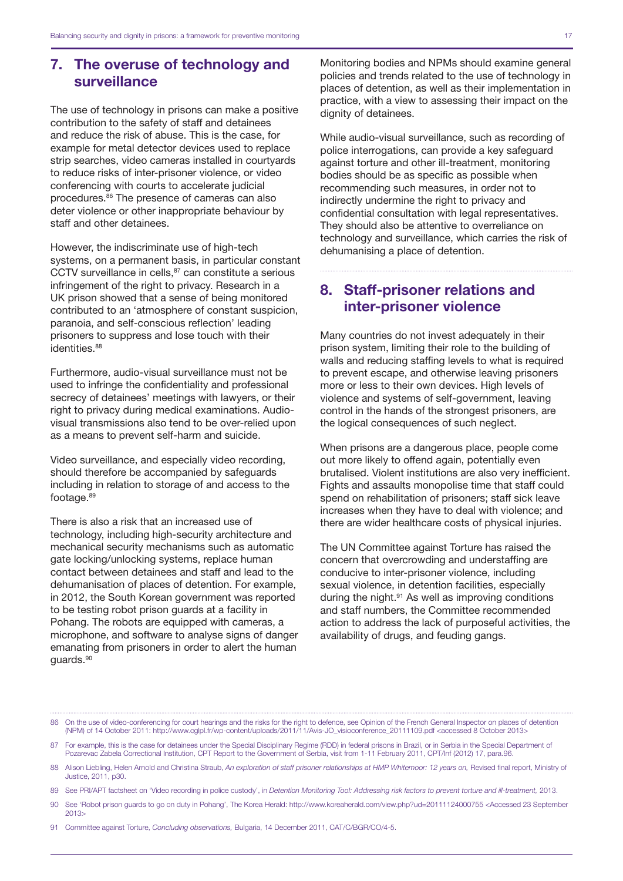## 7. The overuse of technology and surveillance

The use of technology in prisons can make a positive contribution to the safety of staff and detainees and reduce the risk of abuse. This is the case, for example for metal detector devices used to replace strip searches, video cameras installed in courtyards to reduce risks of inter-prisoner violence, or video conferencing with courts to accelerate judicial procedures.[86] The presence of cameras can also deter violence or other inappropriate behaviour by staff and other detainees.

However, the indiscriminate use of high-tech systems, on a permanent basis, in particular constant CCTV surveillance in cells,[87] can constitute a serious infringement of the right to privacy. Research in a UK prison showed that a sense of being monitored contributed to an 'atmosphere of constant suspicion, paranoia, and self-conscious reflection' leading prisoners to suppress and lose touch with their identities.[88]

Furthermore, audio-visual surveillance must not be used to infringe the confidentiality and professional secrecy of detainees' meetings with lawyers, or their right to privacy during medical examinations. Audio-visual transmissions also tend to be over-relied upon as a means to prevent self-harm and suicide.

Video surveillance, and especially video recording, should therefore be accompanied by safeguards including in relation to storage of and access to the footage.[89]

There is also a risk that an increased use of technology, including high-security architecture and mechanical security mechanisms such as automatic gate locking/unlocking systems, replace human contact between detainees and staff and lead to the dehumanisation of places of detention. For example, in 2012, the South Korean government was reported to be testing robot prison guards at a facility in Pohang. The robots are equipped with cameras, a microphone, and software to analyse signs of danger emanating from prisoners in order to alert the human guards.[90]

Monitoring bodies and NPMs should examine general policies and trends related to the use of technology in places of detention, as well as their implementation in practice, with a view to assessing their impact on the dignity of detainees.

While audio-visual surveillance, such as recording of police interrogations, can provide a key safeguard against torture and other ill-treatment, monitoring bodies should be as specific as possible when recommending such measures, in order not to indirectly undermine the right to privacy and confidential consultation with legal representatives. They should also be attentive to overreliance on technology and surveillance, which carries the risk of dehumanising a place of detention.

## 8. Staff-prisoner relations and inter-prisoner violence

Many countries do not invest adequately in their prison system, limiting their role to the building of walls and reducing staffing levels to what is required to prevent escape, and otherwise leaving prisoners more or less to their own devices. High levels of violence and systems of self-government, leaving control in the hands of the strongest prisoners, are the logical consequences of such neglect.

When prisons are a dangerous place, people come out more likely to offend again, potentially even brutalised. Violent institutions are also very inefficient. Fights and assaults monopolise time that staff could spend on rehabilitation of prisoners; staff sick leave increases when they have to deal with violence; and there are wider healthcare costs of physical injuries.

The UN Committee against Torture has raised the concern that overcrowding and understaffing are conducive to inter-prisoner violence, including sexual violence, in detention facilities, especially during the night.[91] As well as improving conditions and staff numbers, the Committee recommended action to address the lack of purposeful activities, the availability of drugs, and feuding gangs.

---

86 On the use of video-conferencing for court hearings and the risks for the right to defence, see Opinion of the French General Inspector on places of detention (NPM) of 14 October 2011: http://www.cglpl.fr/wp-content/uploads/2011/11/Avis-JO_visioconference_20111109.pdf <accessed 8 October 2013>

87 For example, this is the case for detainees under the Special Disciplinary Regime (RDD) in federal prisons in Brazil, or in Serbia in the Special Department of Pozarevac Zabela Correctional Institution, CPT Report to the Government of Serbia, visit from 1-11 February 2011, CPT/Inf (2012) 17, para.96.

88 Alison Liebling, Helen Arnold and Christina Straub, *An exploration of staff prisoner relationships at HMP Whitemoor: 12 years on,* Revised final report, Ministry of Justice, 2011, p30.

89 See PRI/APT factsheet on 'Video recording in police custody', in *Detention Monitoring Tool: Addressing risk factors to prevent torture and ill-treatment,* 2013.

90 See 'Robot prison guards to go on duty in Pohang', The Korea Herald: http://www.koreaherald.com/view.php?ud=20111124000755 <Accessed 23 September 2013>

91 Committee against Torture, *Concluding observations,* Bulgaria, 14 December 2011, CAT/C/BGR/CO/4-5.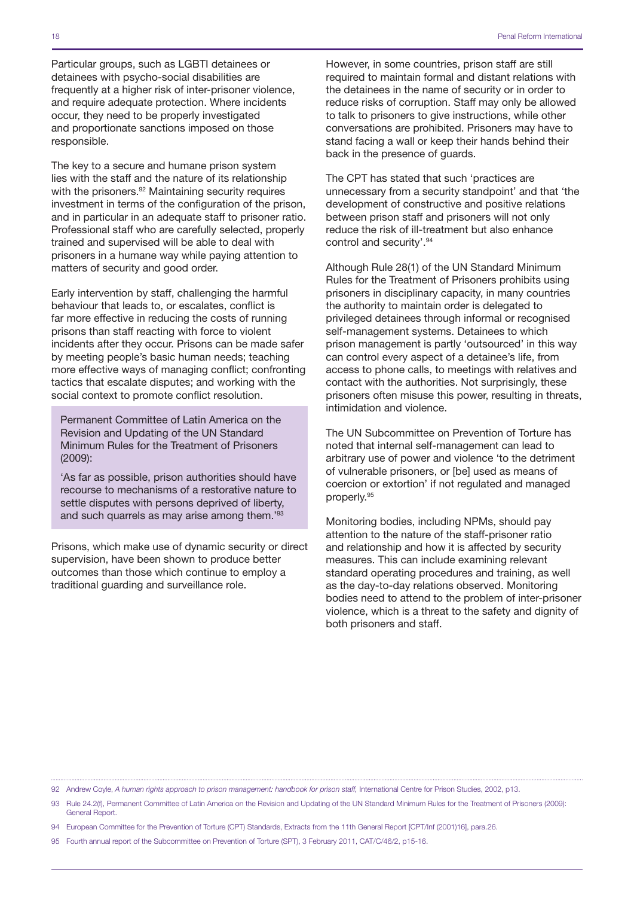Particular groups, such as LGBTI detainees or detainees with psycho-social disabilities are frequently at a higher risk of inter-prisoner violence, and require adequate protection. Where incidents occur, they need to be properly investigated and proportionate sanctions imposed on those responsible.

The key to a secure and humane prison system lies with the staff and the nature of its relationship with the prisoners.[92] Maintaining security requires investment in terms of the configuration of the prison, and in particular in an adequate staff to prisoner ratio. Professional staff who are carefully selected, properly trained and supervised will be able to deal with prisoners in a humane way while paying attention to matters of security and good order.

Early intervention by staff, challenging the harmful behaviour that leads to, or escalates, conflict is far more effective in reducing the costs of running prisons than staff reacting with force to violent incidents after they occur. Prisons can be made safer by meeting people's basic human needs; teaching more effective ways of managing conflict; confronting tactics that escalate disputes; and working with the social context to promote conflict resolution.

> Permanent Committee of Latin America on the Revision and Updating of the UN Standard Minimum Rules for the Treatment of Prisoners (2009):
>
> 'As far as possible, prison authorities should have recourse to mechanisms of a restorative nature to settle disputes with persons deprived of liberty, and such quarrels as may arise among them.'[93]

Prisons, which make use of dynamic security or direct supervision, have been shown to produce better outcomes than those which continue to employ a traditional guarding and surveillance role.

However, in some countries, prison staff are still required to maintain formal and distant relations with the detainees in the name of security or in order to reduce risks of corruption. Staff may only be allowed to talk to prisoners to give instructions, while other conversations are prohibited. Prisoners may have to stand facing a wall or keep their hands behind their back in the presence of guards.

The CPT has stated that such 'practices are unnecessary from a security standpoint' and that 'the development of constructive and positive relations between prison staff and prisoners will not only reduce the risk of ill-treatment but also enhance control and security'.[94]

Although Rule 28(1) of the UN Standard Minimum Rules for the Treatment of Prisoners prohibits using prisoners in disciplinary capacity, in many countries the authority to maintain order is delegated to privileged detainees through informal or recognised self-management systems. Detainees to which prison management is partly 'outsourced' in this way can control every aspect of a detainee's life, from access to phone calls, to meetings with relatives and contact with the authorities. Not surprisingly, these prisoners often misuse this power, resulting in threats, intimidation and violence.

The UN Subcommittee on Prevention of Torture has noted that internal self-management can lead to arbitrary use of power and violence 'to the detriment of vulnerable prisoners, or [be] used as means of coercion or extortion' if not regulated and managed properly.[95]

Monitoring bodies, including NPMs, should pay attention to the nature of the staff-prisoner ratio and relationship and how it is affected by security measures. This can include examining relevant standard operating procedures and training, as well as the day-to-day relations observed. Monitoring bodies need to attend to the problem of inter-prisoner violence, which is a threat to the safety and dignity of both prisoners and staff.

---

92 Andrew Coyle, *A human rights approach to prison management: handbook for prison staff,* International Centre for Prison Studies, 2002, p13.

93 Rule 24.2(f), Permanent Committee of Latin America on the Revision and Updating of the UN Standard Minimum Rules for the Treatment of Prisoners (2009): General Report.

94 European Committee for the Prevention of Torture (CPT) Standards, Extracts from the 11th General Report [CPT/Inf (2001)16], para.26.

95 Fourth annual report of the Subcommittee on Prevention of Torture (SPT), 3 February 2011, CAT/C/46/2, p15-16.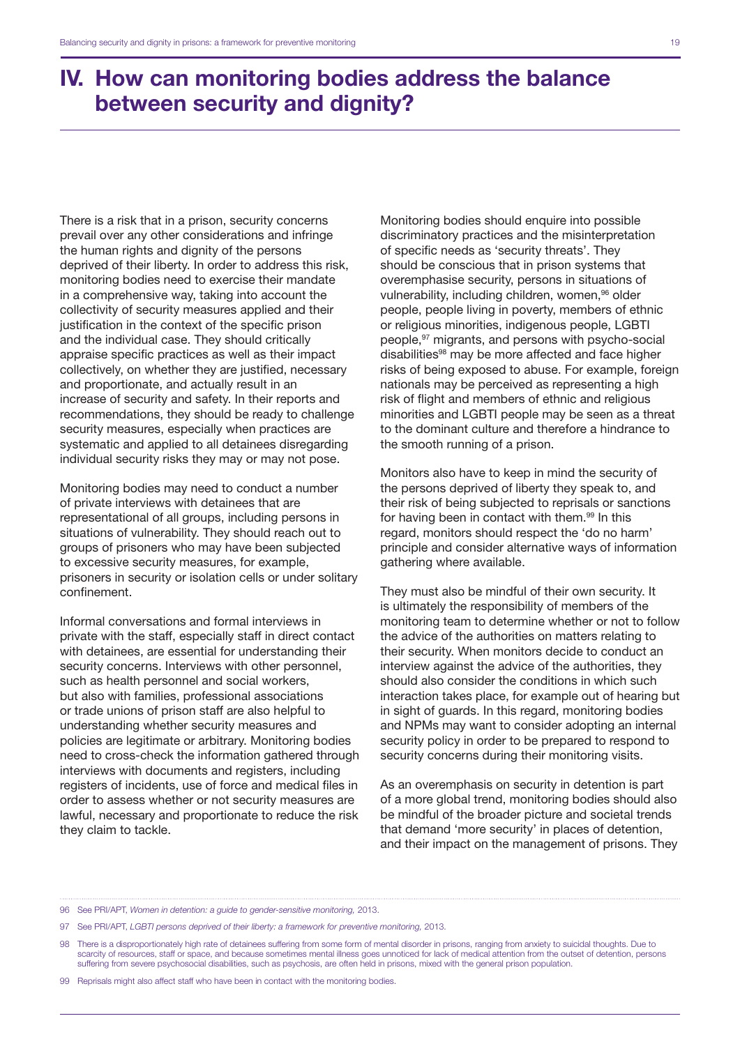# IV. How can monitoring bodies address the balance between security and dignity?

There is a risk that in a prison, security concerns prevail over any other considerations and infringe the human rights and dignity of the persons deprived of their liberty. In order to address this risk, monitoring bodies need to exercise their mandate in a comprehensive way, taking into account the collectivity of security measures applied and their justification in the context of the specific prison and the individual case. They should critically appraise specific practices as well as their impact collectively, on whether they are justified, necessary and proportionate, and actually result in an increase of security and safety. In their reports and recommendations, they should be ready to challenge security measures, especially when practices are systematic and applied to all detainees disregarding individual security risks they may or may not pose.

Monitoring bodies may need to conduct a number of private interviews with detainees that are representational of all groups, including persons in situations of vulnerability. They should reach out to groups of prisoners who may have been subjected to excessive security measures, for example, prisoners in security or isolation cells or under solitary confinement.

Informal conversations and formal interviews in private with the staff, especially staff in direct contact with detainees, are essential for understanding their security concerns. Interviews with other personnel, such as health personnel and social workers, but also with families, professional associations or trade unions of prison staff are also helpful to understanding whether security measures and policies are legitimate or arbitrary. Monitoring bodies need to cross-check the information gathered through interviews with documents and registers, including registers of incidents, use of force and medical files in order to assess whether or not security measures are lawful, necessary and proportionate to reduce the risk they claim to tackle.

Monitoring bodies should enquire into possible discriminatory practices and the misinterpretation of specific needs as 'security threats'. They should be conscious that in prison systems that overemphasise security, persons in situations of vulnerability, including children, women,[96] older people, people living in poverty, members of ethnic or religious minorities, indigenous people, LGBTI people,[97] migrants, and persons with psycho-social disabilities[98] may be more affected and face higher risks of being exposed to abuse. For example, foreign nationals may be perceived as representing a high risk of flight and members of ethnic and religious minorities and LGBTI people may be seen as a threat to the dominant culture and therefore a hindrance to the smooth running of a prison.

Monitors also have to keep in mind the security of the persons deprived of liberty they speak to, and their risk of being subjected to reprisals or sanctions for having been in contact with them.[99] In this regard, monitors should respect the 'do no harm' principle and consider alternative ways of information gathering where available.

They must also be mindful of their own security. It is ultimately the responsibility of members of the monitoring team to determine whether or not to follow the advice of the authorities on matters relating to their security. When monitors decide to conduct an interview against the advice of the authorities, they should also consider the conditions in which such interaction takes place, for example out of hearing but in sight of guards. In this regard, monitoring bodies and NPMs may want to consider adopting an internal security policy in order to be prepared to respond to security concerns during their monitoring visits.

As an overemphasis on security in detention is part of a more global trend, monitoring bodies should also be mindful of the broader picture and societal trends that demand 'more security' in places of detention, and their impact on the management of prisons. They

---

96 See PRI/APT, *Women in detention: a guide to gender-sensitive monitoring,* 2013.

97 See PRI/APT, *LGBTI persons deprived of their liberty: a framework for preventive monitoring,* 2013.

98 There is a disproportionately high rate of detainees suffering from some form of mental disorder in prisons, ranging from anxiety to suicidal thoughts. Due to scarcity of resources, staff or space, and because sometimes mental illness goes unnoticed for lack of medical attention from the outset of detention, persons suffering from severe psychosocial disabilities, such as psychosis, are often held in prisons, mixed with the general prison population.

99 Reprisals might also affect staff who have been in contact with the monitoring bodies.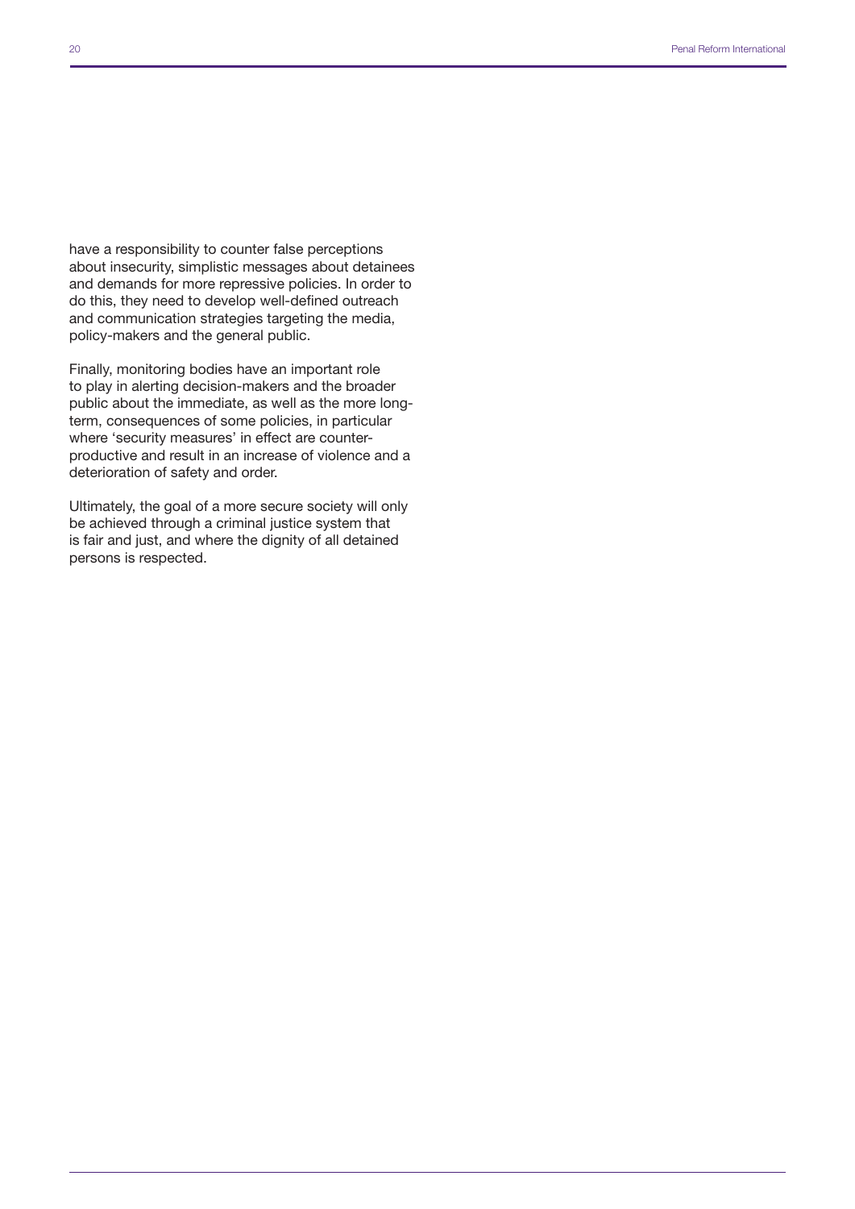have a responsibility to counter false perceptions about insecurity, simplistic messages about detainees and demands for more repressive policies. In order to do this, they need to develop well-defined outreach and communication strategies targeting the media, policy-makers and the general public.

Finally, monitoring bodies have an important role to play in alerting decision-makers and the broader public about the immediate, as well as the more long-term, consequences of some policies, in particular where 'security measures' in effect are counter-productive and result in an increase of violence and a deterioration of safety and order.

Ultimately, the goal of a more secure society will only be achieved through a criminal justice system that is fair and just, and where the dignity of all detained persons is respected.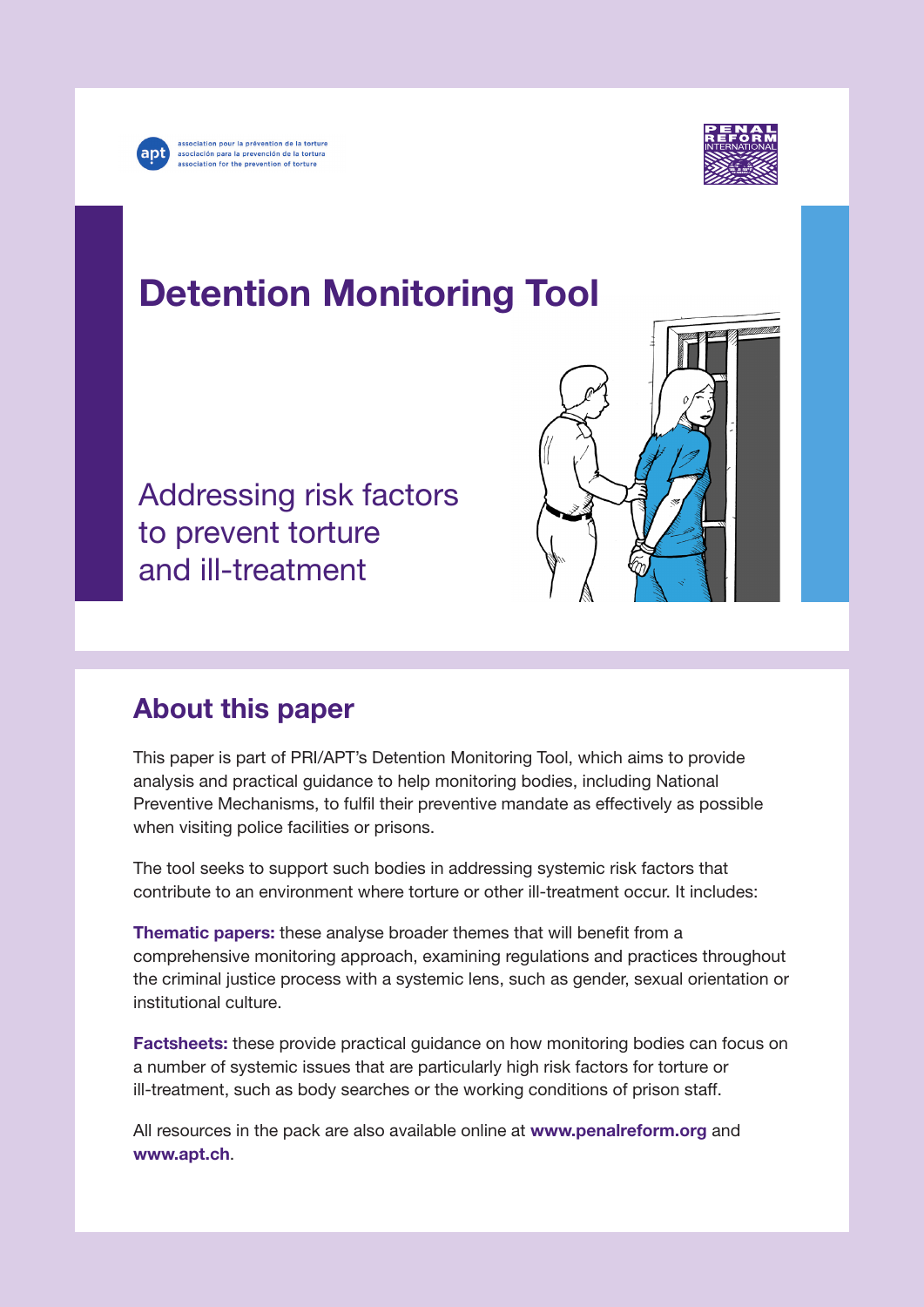association pour la prévention de la torture
asociación para la prevención de la tortura
association for the prevention of torture

# Detention Monitoring Tool

Addressing risk factors to prevent torture and ill-treatment

## About this paper

This paper is part of PRI/APT's Detention Monitoring Tool, which aims to provide analysis and practical guidance to help monitoring bodies, including National Preventive Mechanisms, to fulfil their preventive mandate as effectively as possible when visiting police facilities or prisons.

The tool seeks to support such bodies in addressing systemic risk factors that contribute to an environment where torture or other ill-treatment occur. It includes:

**Thematic papers:** these analyse broader themes that will benefit from a comprehensive monitoring approach, examining regulations and practices throughout the criminal justice process with a systemic lens, such as gender, sexual orientation or institutional culture.

**Factsheets:** these provide practical guidance on how monitoring bodies can focus on a number of systemic issues that are particularly high risk factors for torture or ill-treatment, such as body searches or the working conditions of prison staff.

All resources in the pack are also available online at **www.penalreform.org** and **www.apt.ch**.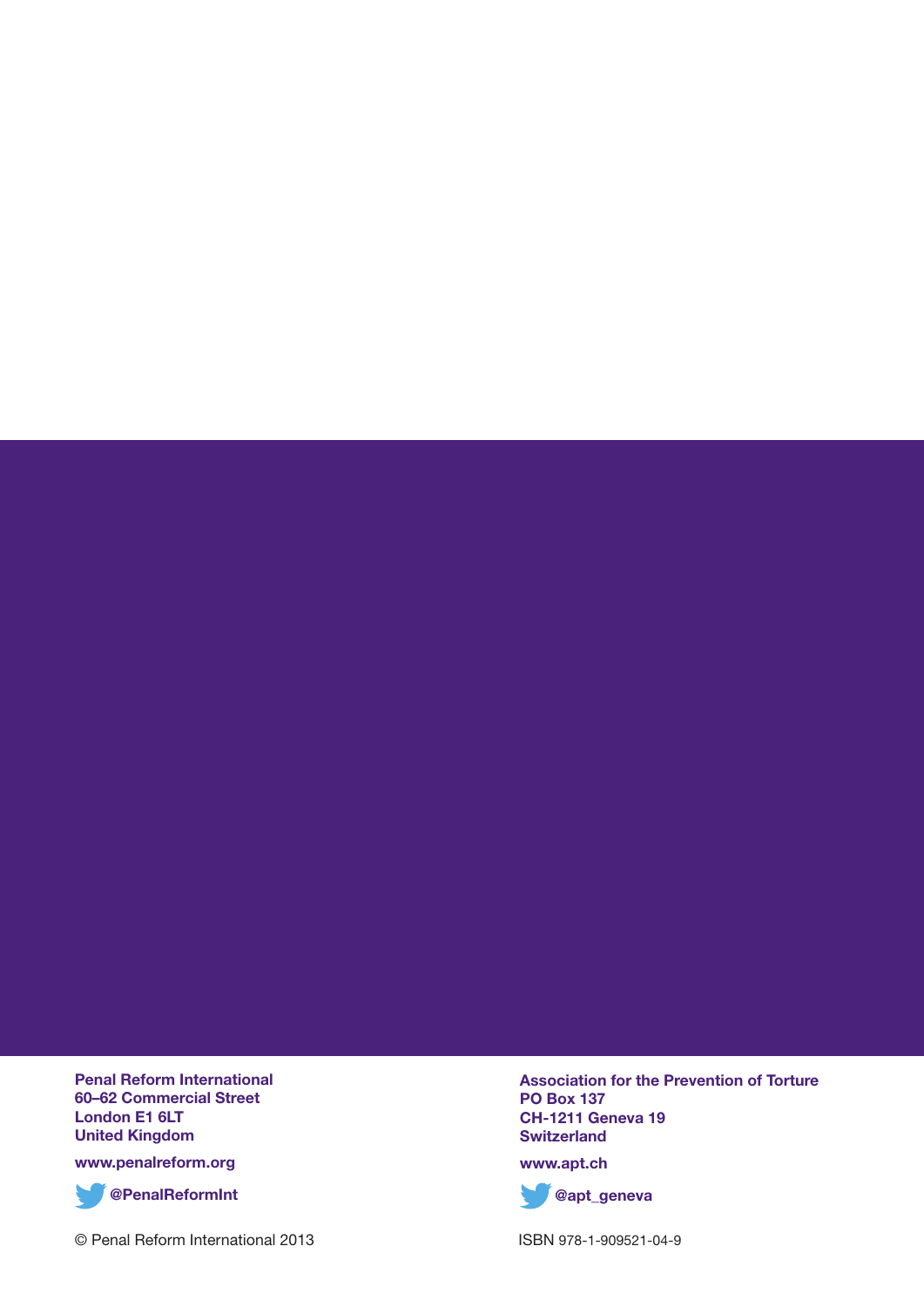**Penal Reform International**
**60–62 Commercial Street**
**London E1 6LT**
**United Kingdom**

**www.penalreform.org**

**@PenalReformInt**

© Penal Reform International 2013

**Association for the Prevention of Torture**
**PO Box 137**
**CH-1211 Geneva 19**
**Switzerland**

**www.apt.ch**

**@apt_geneva**

ISBN 978-1-909521-04-9